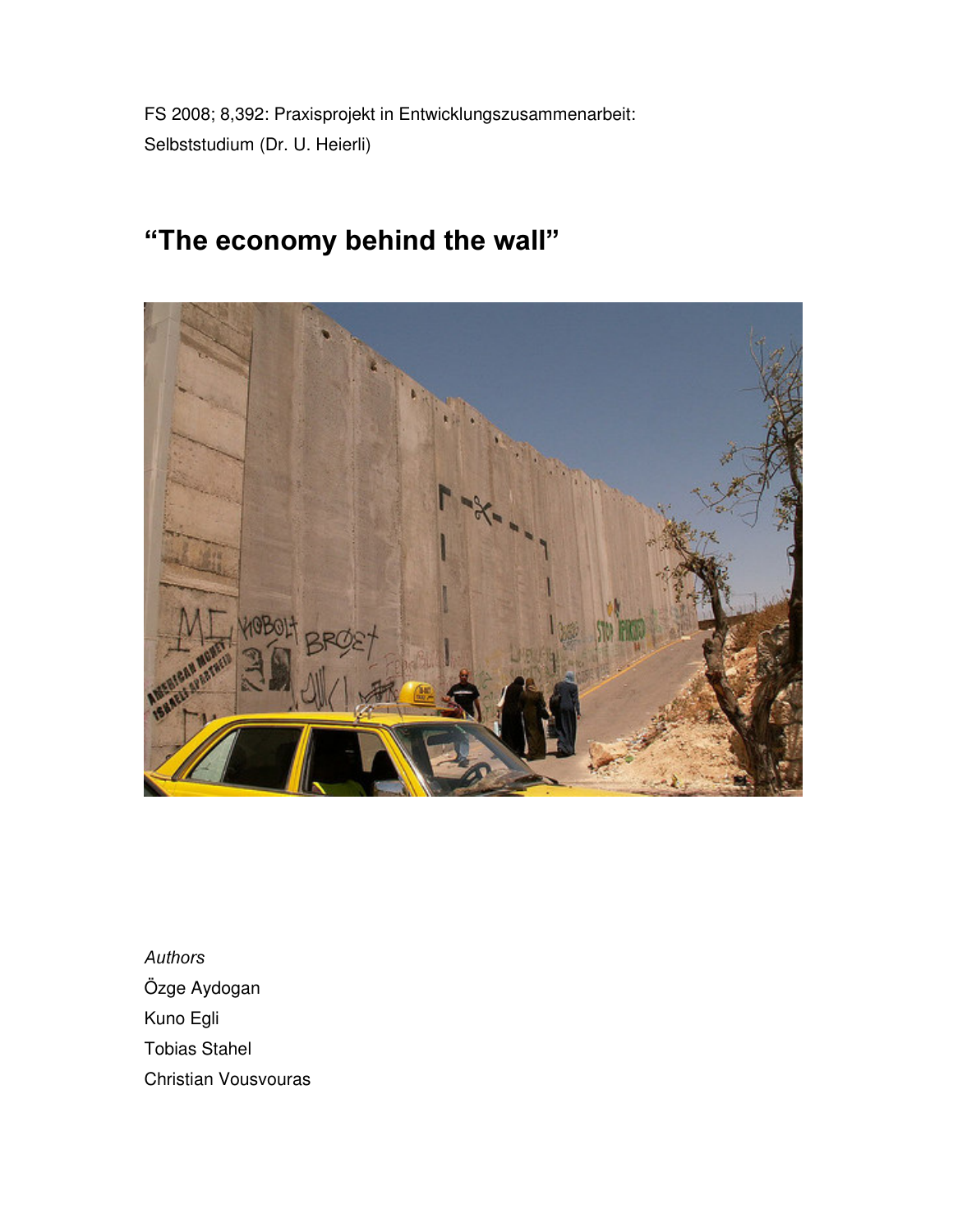FS 2008; 8,392: Praxisprojekt in Entwicklungszusammenarbeit:
Selbststudium (Dr. U. Heierli)

# "The economy behind the wall"

*Authors*

Özge Aydogan
Kuno Egli
Tobias Stahel
Christian Vousvouras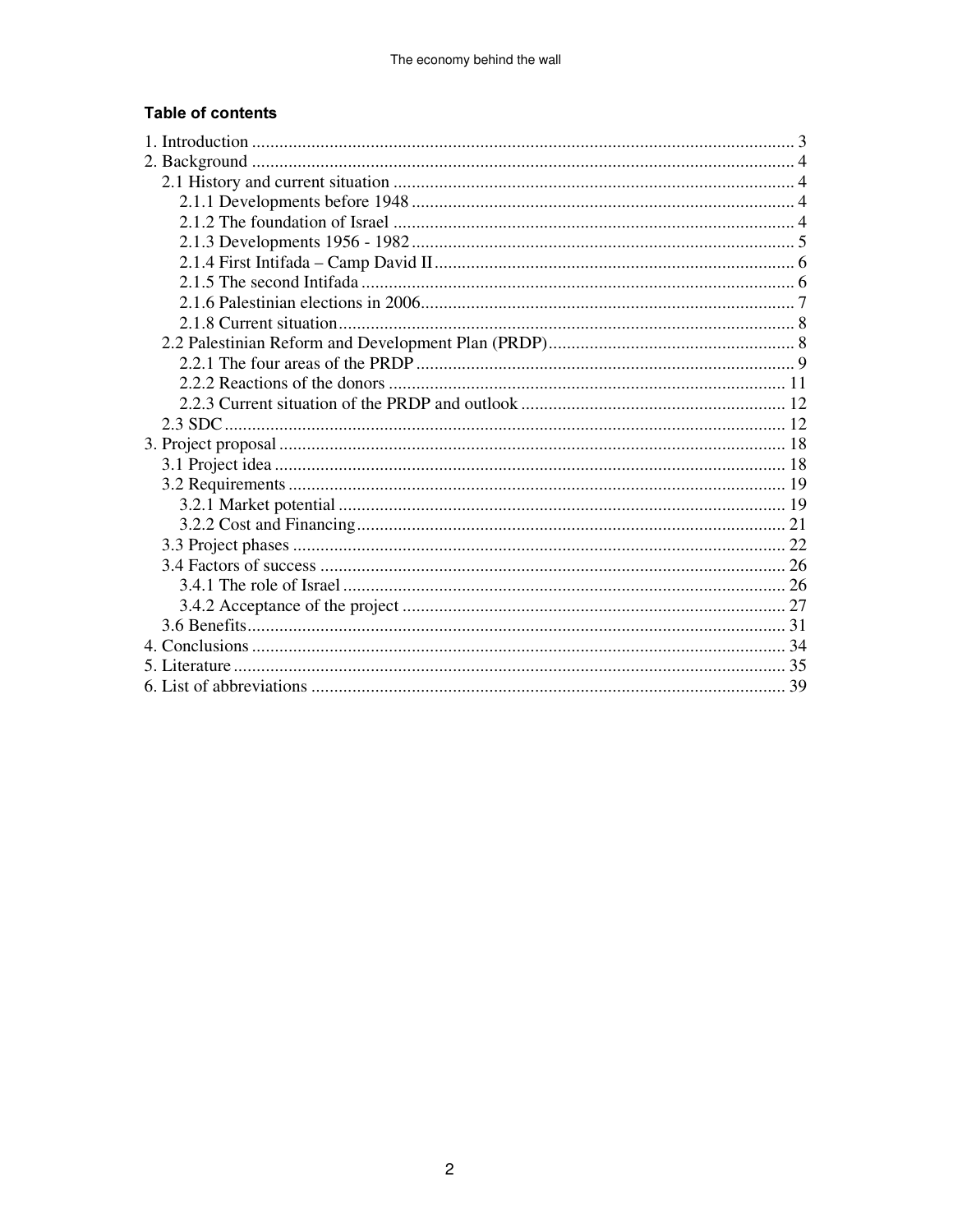### Table of contents

1. Introduction ........................................................................................................ 3
2. Background ........................................................................................................ 4
   - 2.1 History and current situation ........................................................................ 4
     - 2.1.1 Developments before 1948 ..................................................................... 4
     - 2.1.2 The foundation of Israel ......................................................................... 4
     - 2.1.3 Developments 1956 - 1982 ..................................................................... 5
     - 2.1.4 First Intifada – Camp David II ................................................................ 6
     - 2.1.5 The second Intifada ................................................................................ 6
     - 2.1.6 Palestinian elections in 2006 .................................................................. 7
     - 2.1.8 Current situation ..................................................................................... 8
   - 2.2 Palestinian Reform and Development Plan (PRDP) ...................................... 8
     - 2.2.1 The four areas of the PRDP .................................................................... 9
     - 2.2.2 Reactions of the donors ........................................................................ 11
     - 2.2.3 Current situation of the PRDP and outlook .......................................... 12
   - 2.3 SDC ............................................................................................................ 12
3. Project proposal ................................................................................................ 18
   - 3.1 Project idea ................................................................................................. 18
   - 3.2 Requirements ............................................................................................. 19
     - 3.2.1 Market potential ................................................................................... 19
     - 3.2.2 Cost and Financing ............................................................................... 21
   - 3.3 Project phases ............................................................................................. 22
   - 3.4 Factors of success ....................................................................................... 26
     - 3.4.1 The role of Israel .................................................................................. 26
     - 3.4.2 Acceptance of the project ..................................................................... 27
   - 3.6 Benefits ....................................................................................................... 31
4. Conclusions ...................................................................................................... 34
5. Literature .......................................................................................................... 35
6. List of abbreviations ......................................................................................... 39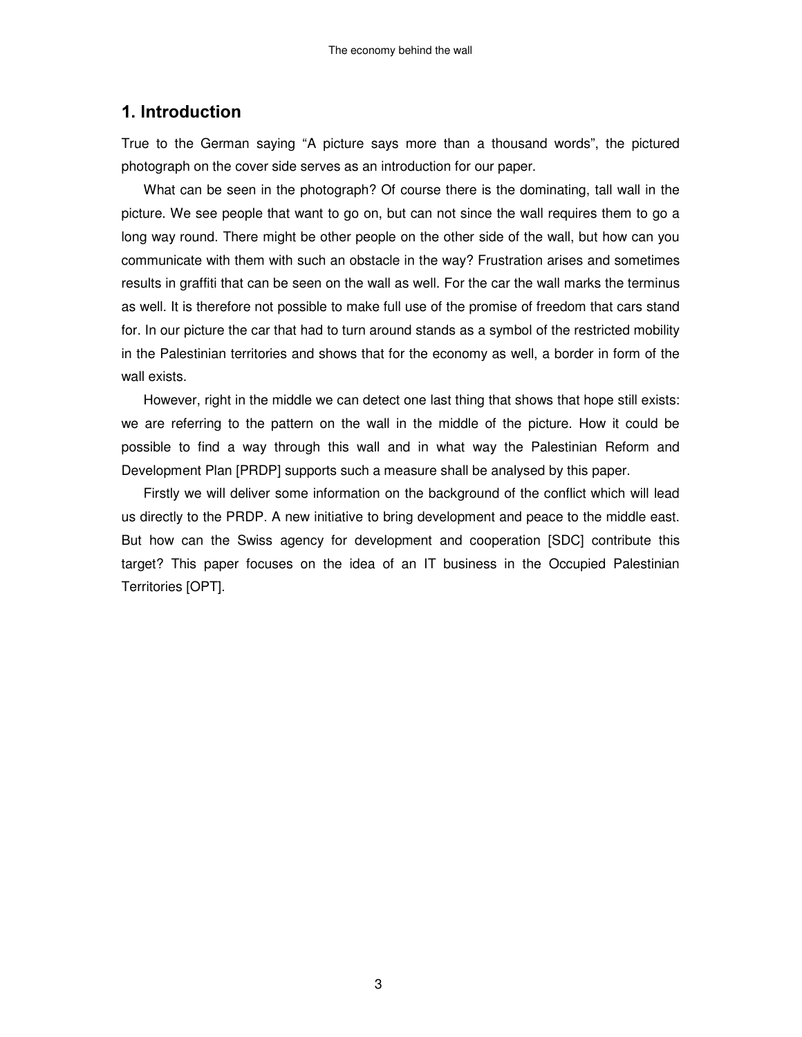## 1. Introduction

True to the German saying "A picture says more than a thousand words", the pictured photograph on the cover side serves as an introduction for our paper.

What can be seen in the photograph? Of course there is the dominating, tall wall in the picture. We see people that want to go on, but can not since the wall requires them to go a long way round. There might be other people on the other side of the wall, but how can you communicate with them with such an obstacle in the way? Frustration arises and sometimes results in graffiti that can be seen on the wall as well. For the car the wall marks the terminus as well. It is therefore not possible to make full use of the promise of freedom that cars stand for. In our picture the car that had to turn around stands as a symbol of the restricted mobility in the Palestinian territories and shows that for the economy as well, a border in form of the wall exists.

However, right in the middle we can detect one last thing that shows that hope still exists: we are referring to the pattern on the wall in the middle of the picture. How it could be possible to find a way through this wall and in what way the Palestinian Reform and Development Plan [PRDP] supports such a measure shall be analysed by this paper.

Firstly we will deliver some information on the background of the conflict which will lead us directly to the PRDP. A new initiative to bring development and peace to the middle east. But how can the Swiss agency for development and cooperation [SDC] contribute this target? This paper focuses on the idea of an IT business in the Occupied Palestinian Territories [OPT].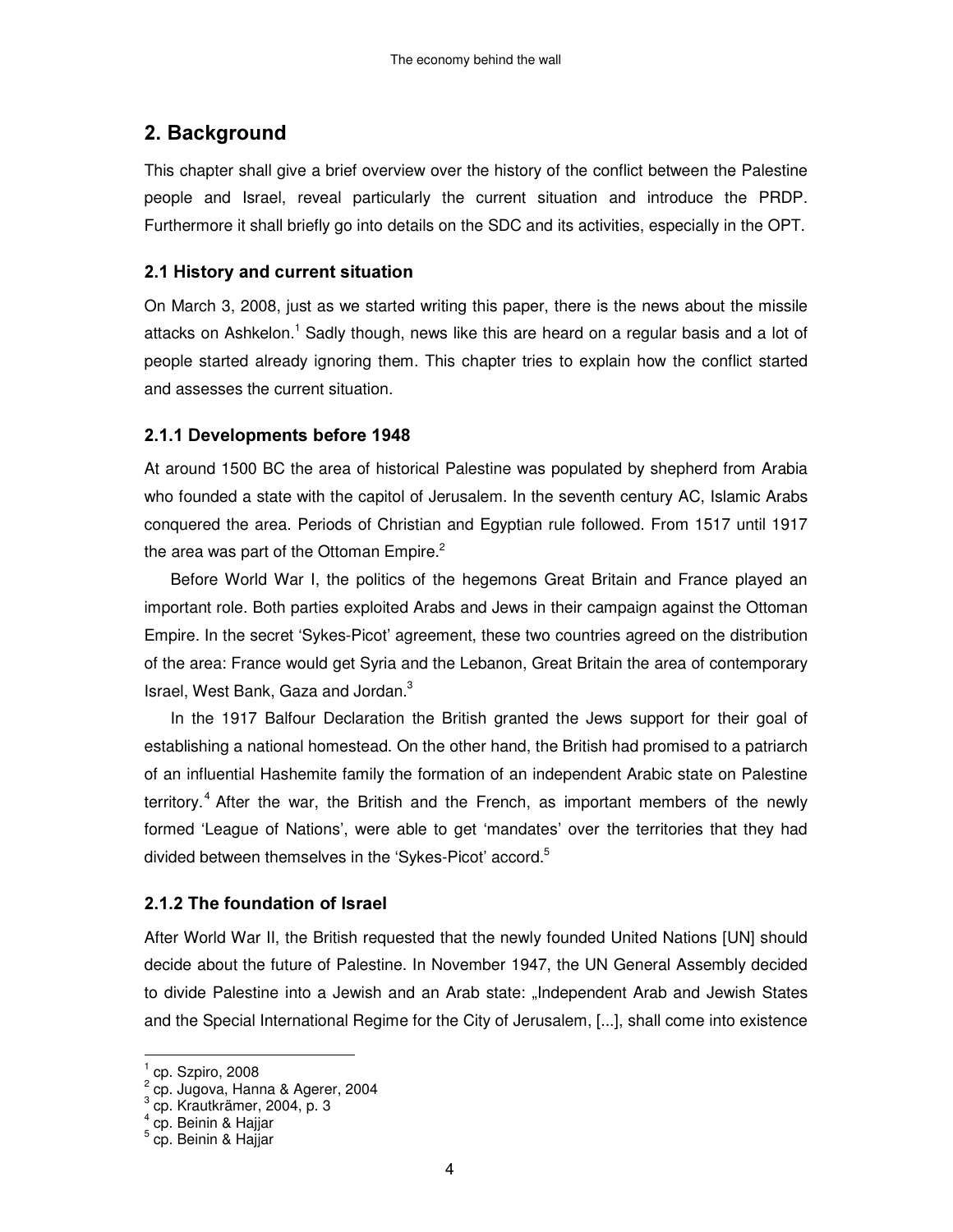## 2. Background

This chapter shall give a brief overview over the history of the conflict between the Palestine people and Israel, reveal particularly the current situation and introduce the PRDP. Furthermore it shall briefly go into details on the SDC and its activities, especially in the OPT.

### 2.1 History and current situation

On March 3, 2008, just as we started writing this paper, there is the news about the missile attacks on Ashkelon.[1] Sadly though, news like this are heard on a regular basis and a lot of people started already ignoring them. This chapter tries to explain how the conflict started and assesses the current situation.

#### 2.1.1 Developments before 1948

At around 1500 BC the area of historical Palestine was populated by shepherd from Arabia who founded a state with the capitol of Jerusalem. In the seventh century AC, Islamic Arabs conquered the area. Periods of Christian and Egyptian rule followed. From 1517 until 1917 the area was part of the Ottoman Empire.[2]

Before World War I, the politics of the hegemons Great Britain and France played an important role. Both parties exploited Arabs and Jews in their campaign against the Ottoman Empire. In the secret 'Sykes-Picot' agreement, these two countries agreed on the distribution of the area: France would get Syria and the Lebanon, Great Britain the area of contemporary Israel, West Bank, Gaza and Jordan.[3]

In the 1917 Balfour Declaration the British granted the Jews support for their goal of establishing a national homestead. On the other hand, the British had promised to a patriarch of an influential Hashemite family the formation of an independent Arabic state on Palestine territory.[4] After the war, the British and the French, as important members of the newly formed 'League of Nations', were able to get 'mandates' over the territories that they had divided between themselves in the 'Sykes-Picot' accord.[5]

#### 2.1.2 The foundation of Israel

After World War II, the British requested that the newly founded United Nations [UN] should decide about the future of Palestine. In November 1947, the UN General Assembly decided to divide Palestine into a Jewish and an Arab state: „Independent Arab and Jewish States and the Special International Regime for the City of Jerusalem, [...], shall come into existence

---

[1] cp. Szpiro, 2008
[2] cp. Jugova, Hanna & Agerer, 2004
[3] cp. Krautkrämer, 2004, p. 3
[4] cp. Beinin & Hajjar
[5] cp. Beinin & Hajjar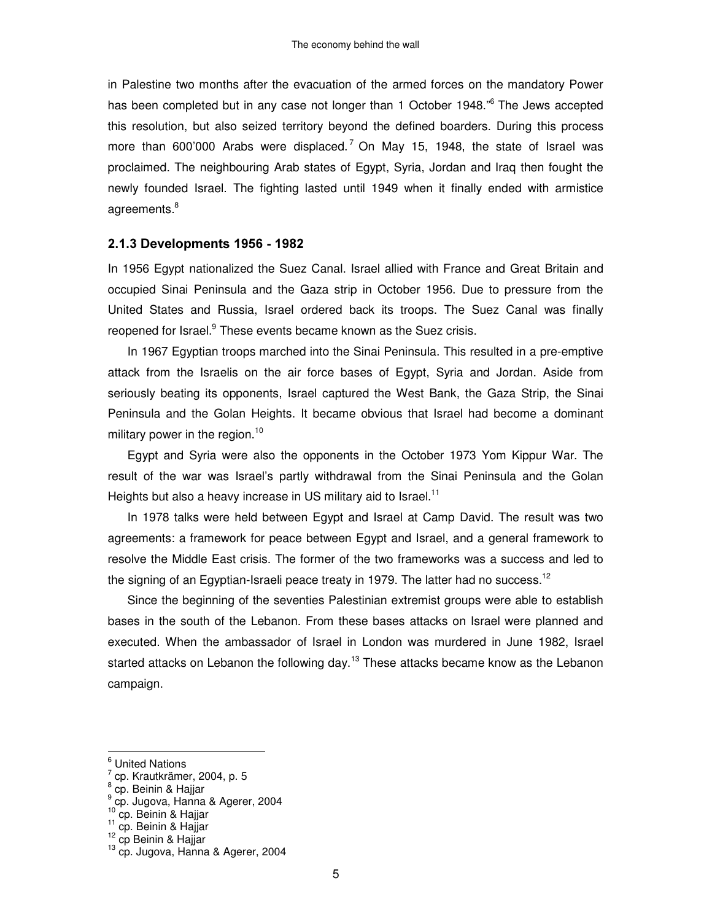in Palestine two months after the evacuation of the armed forces on the mandatory Power has been completed but in any case not longer than 1 October 1948."[6] The Jews accepted this resolution, but also seized territory beyond the defined boarders. During this process more than 600'000 Arabs were displaced.[7] On May 15, 1948, the state of Israel was proclaimed. The neighbouring Arab states of Egypt, Syria, Jordan and Iraq then fought the newly founded Israel. The fighting lasted until 1949 when it finally ended with armistice agreements.[8]

### 2.1.3 Developments 1956 - 1982

In 1956 Egypt nationalized the Suez Canal. Israel allied with France and Great Britain and occupied Sinai Peninsula and the Gaza strip in October 1956. Due to pressure from the United States and Russia, Israel ordered back its troops. The Suez Canal was finally reopened for Israel.[9] These events became known as the Suez crisis.

In 1967 Egyptian troops marched into the Sinai Peninsula. This resulted in a pre-emptive attack from the Israelis on the air force bases of Egypt, Syria and Jordan. Aside from seriously beating its opponents, Israel captured the West Bank, the Gaza Strip, the Sinai Peninsula and the Golan Heights. It became obvious that Israel had become a dominant military power in the region.[10]

Egypt and Syria were also the opponents in the October 1973 Yom Kippur War. The result of the war was Israel's partly withdrawal from the Sinai Peninsula and the Golan Heights but also a heavy increase in US military aid to Israel.[11]

In 1978 talks were held between Egypt and Israel at Camp David. The result was two agreements: a framework for peace between Egypt and Israel, and a general framework to resolve the Middle East crisis. The former of the two frameworks was a success and led to the signing of an Egyptian-Israeli peace treaty in 1979. The latter had no success.[12]

Since the beginning of the seventies Palestinian extremist groups were able to establish bases in the south of the Lebanon. From these bases attacks on Israel were planned and executed. When the ambassador of Israel in London was murdered in June 1982, Israel started attacks on Lebanon the following day.[13] These attacks became know as the Lebanon campaign.

---

[6] United Nations
[7] cp. Krautkrämer, 2004, p. 5
[8] cp. Beinin & Hajjar
[9] cp. Jugova, Hanna & Agerer, 2004
[10] cp. Beinin & Hajjar
[11] cp. Beinin & Hajjar
[12] cp Beinin & Hajjar
[13] cp. Jugova, Hanna & Agerer, 2004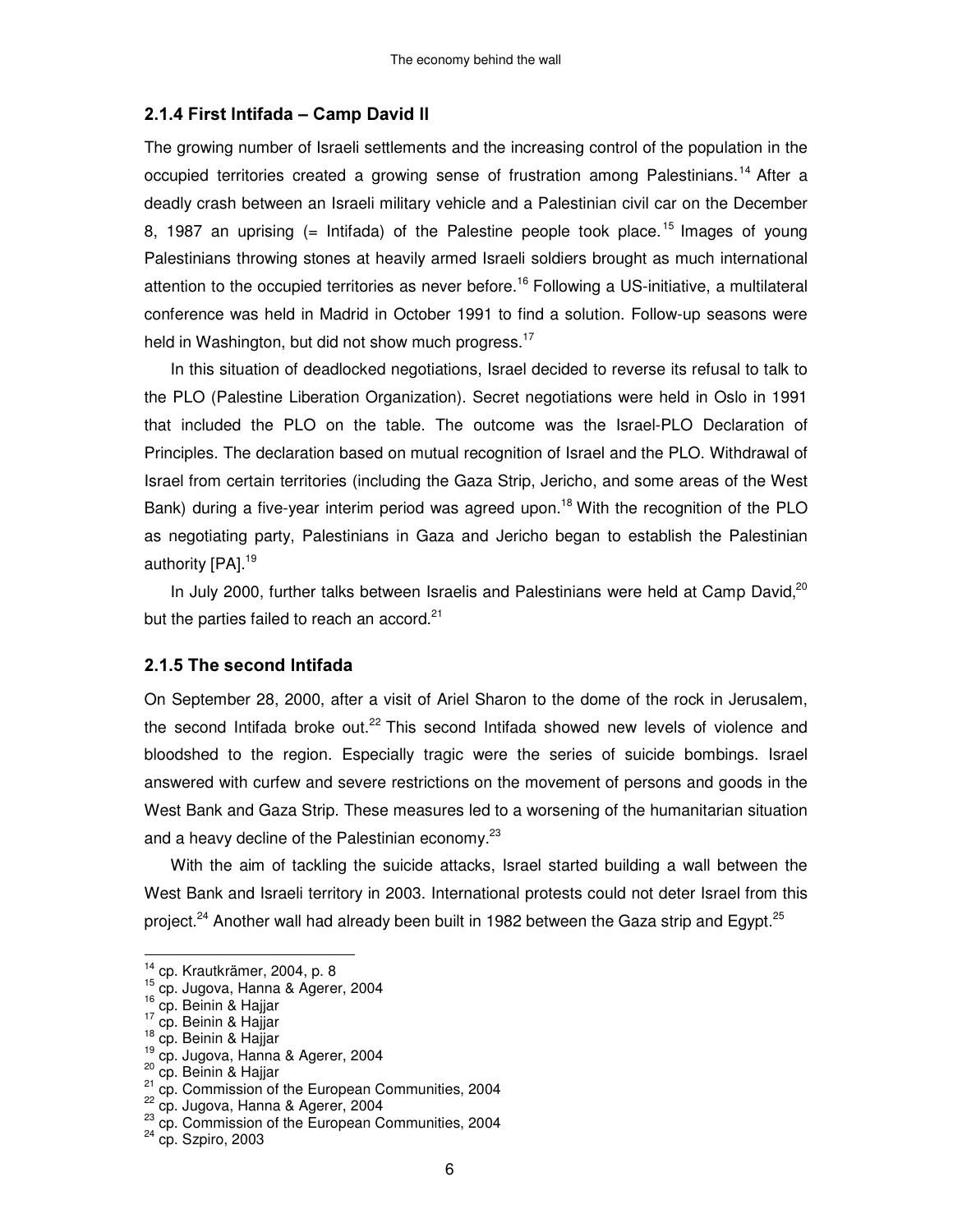### 2.1.4 First Intifada – Camp David II

The growing number of Israeli settlements and the increasing control of the population in the occupied territories created a growing sense of frustration among Palestinians.[14] After a deadly crash between an Israeli military vehicle and a Palestinian civil car on the December 8, 1987 an uprising (= Intifada) of the Palestine people took place.[15] Images of young Palestinians throwing stones at heavily armed Israeli soldiers brought as much international attention to the occupied territories as never before.[16] Following a US-initiative, a multilateral conference was held in Madrid in October 1991 to find a solution. Follow-up seasons were held in Washington, but did not show much progress.[17]

In this situation of deadlocked negotiations, Israel decided to reverse its refusal to talk to the PLO (Palestine Liberation Organization). Secret negotiations were held in Oslo in 1991 that included the PLO on the table. The outcome was the Israel-PLO Declaration of Principles. The declaration based on mutual recognition of Israel and the PLO. Withdrawal of Israel from certain territories (including the Gaza Strip, Jericho, and some areas of the West Bank) during a five-year interim period was agreed upon.[18] With the recognition of the PLO as negotiating party, Palestinians in Gaza and Jericho began to establish the Palestinian authority [PA].[19]

In July 2000, further talks between Israelis and Palestinians were held at Camp David,[20] but the parties failed to reach an accord.[21]

### 2.1.5 The second Intifada

On September 28, 2000, after a visit of Ariel Sharon to the dome of the rock in Jerusalem, the second Intifada broke out.[22] This second Intifada showed new levels of violence and bloodshed to the region. Especially tragic were the series of suicide bombings. Israel answered with curfew and severe restrictions on the movement of persons and goods in the West Bank and Gaza Strip. These measures led to a worsening of the humanitarian situation and a heavy decline of the Palestinian economy.[23]

With the aim of tackling the suicide attacks, Israel started building a wall between the West Bank and Israeli territory in 2003. International protests could not deter Israel from this project.[24] Another wall had already been built in 1982 between the Gaza strip and Egypt.[25]

---

[14] cp. Krautkrämer, 2004, p. 8
[15] cp. Jugova, Hanna & Agerer, 2004
[16] cp. Beinin & Hajjar
[17] cp. Beinin & Hajjar
[18] cp. Beinin & Hajjar
[19] cp. Jugova, Hanna & Agerer, 2004
[20] cp. Beinin & Hajjar
[21] cp. Commission of the European Communities, 2004
[22] cp. Jugova, Hanna & Agerer, 2004
[23] cp. Commission of the European Communities, 2004
[24] cp. Szpiro, 2003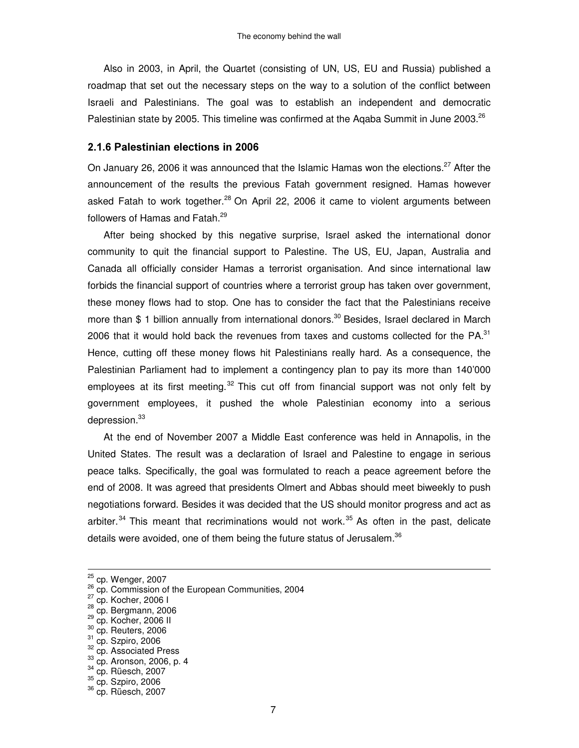Also in 2003, in April, the Quartet (consisting of UN, US, EU and Russia) published a roadmap that set out the necessary steps on the way to a solution of the conflict between Israeli and Palestinians. The goal was to establish an independent and democratic Palestinian state by 2005. This timeline was confirmed at the Aqaba Summit in June 2003.[26]

### 2.1.6 Palestinian elections in 2006

On January 26, 2006 it was announced that the Islamic Hamas won the elections.[27] After the announcement of the results the previous Fatah government resigned. Hamas however asked Fatah to work together.[28] On April 22, 2006 it came to violent arguments between followers of Hamas and Fatah.[29]

After being shocked by this negative surprise, Israel asked the international donor community to quit the financial support to Palestine. The US, EU, Japan, Australia and Canada all officially consider Hamas a terrorist organisation. And since international law forbids the financial support of countries where a terrorist group has taken over government, these money flows had to stop. One has to consider the fact that the Palestinians receive more than $ 1 billion annually from international donors.[30] Besides, Israel declared in March 2006 that it would hold back the revenues from taxes and customs collected for the PA.[31] Hence, cutting off these money flows hit Palestinians really hard. As a consequence, the Palestinian Parliament had to implement a contingency plan to pay its more than 140'000 employees at its first meeting.[32] This cut off from financial support was not only felt by government employees, it pushed the whole Palestinian economy into a serious depression.[33]

At the end of November 2007 a Middle East conference was held in Annapolis, in the United States. The result was a declaration of Israel and Palestine to engage in serious peace talks. Specifically, the goal was formulated to reach a peace agreement before the end of 2008. It was agreed that presidents Olmert and Abbas should meet biweekly to push negotiations forward. Besides it was decided that the US should monitor progress and act as arbiter.[34] This meant that recriminations would not work.[35] As often in the past, delicate details were avoided, one of them being the future status of Jerusalem.[36]

---

[25] cp. Wenger, 2007
[26] cp. Commission of the European Communities, 2004
[27] cp. Kocher, 2006 I
[28] cp. Bergmann, 2006
[29] cp. Kocher, 2006 II
[30] cp. Reuters, 2006
[31] cp. Szpiro, 2006
[32] cp. Associated Press
[33] cp. Aronson, 2006, p. 4
[34] cp. Rüesch, 2007
[35] cp. Szpiro, 2006
[36] cp. Rüesch, 2007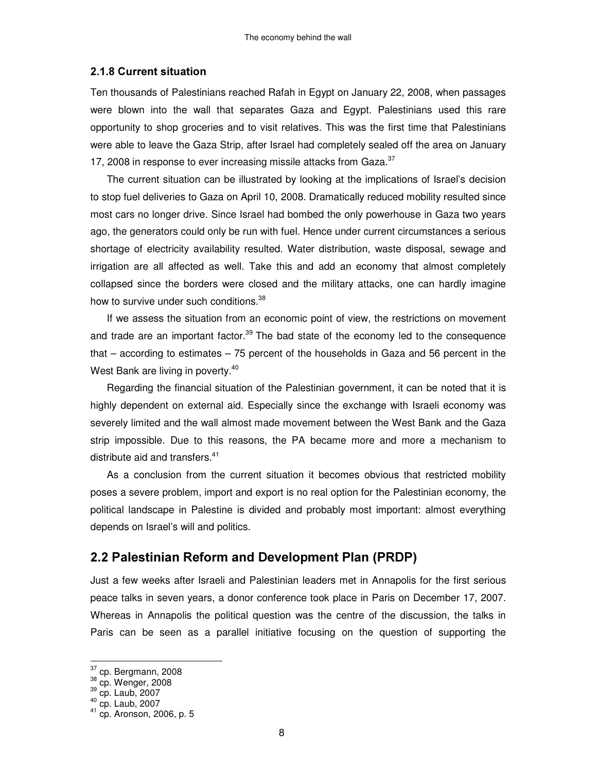### 2.1.8 Current situation

Ten thousands of Palestinians reached Rafah in Egypt on January 22, 2008, when passages were blown into the wall that separates Gaza and Egypt. Palestinians used this rare opportunity to shop groceries and to visit relatives. This was the first time that Palestinians were able to leave the Gaza Strip, after Israel had completely sealed off the area on January 17, 2008 in response to ever increasing missile attacks from Gaza.[37]

The current situation can be illustrated by looking at the implications of Israel's decision to stop fuel deliveries to Gaza on April 10, 2008. Dramatically reduced mobility resulted since most cars no longer drive. Since Israel had bombed the only powerhouse in Gaza two years ago, the generators could only be run with fuel. Hence under current circumstances a serious shortage of electricity availability resulted. Water distribution, waste disposal, sewage and irrigation are all affected as well. Take this and add an economy that almost completely collapsed since the borders were closed and the military attacks, one can hardly imagine how to survive under such conditions.[38]

If we assess the situation from an economic point of view, the restrictions on movement and trade are an important factor.[39] The bad state of the economy led to the consequence that – according to estimates – 75 percent of the households in Gaza and 56 percent in the West Bank are living in poverty.[40]

Regarding the financial situation of the Palestinian government, it can be noted that it is highly dependent on external aid. Especially since the exchange with Israeli economy was severely limited and the wall almost made movement between the West Bank and the Gaza strip impossible. Due to this reasons, the PA became more and more a mechanism to distribute aid and transfers.[41]

As a conclusion from the current situation it becomes obvious that restricted mobility poses a severe problem, import and export is no real option for the Palestinian economy, the political landscape in Palestine is divided and probably most important: almost everything depends on Israel's will and politics.

## 2.2 Palestinian Reform and Development Plan (PRDP)

Just a few weeks after Israeli and Palestinian leaders met in Annapolis for the first serious peace talks in seven years, a donor conference took place in Paris on December 17, 2007. Whereas in Annapolis the political question was the centre of the discussion, the talks in Paris can be seen as a parallel initiative focusing on the question of supporting the

---

[37] cp. Bergmann, 2008

[38] cp. Wenger, 2008

[39] cp. Laub, 2007

[40] cp. Laub, 2007

[41] cp. Aronson, 2006, p. 5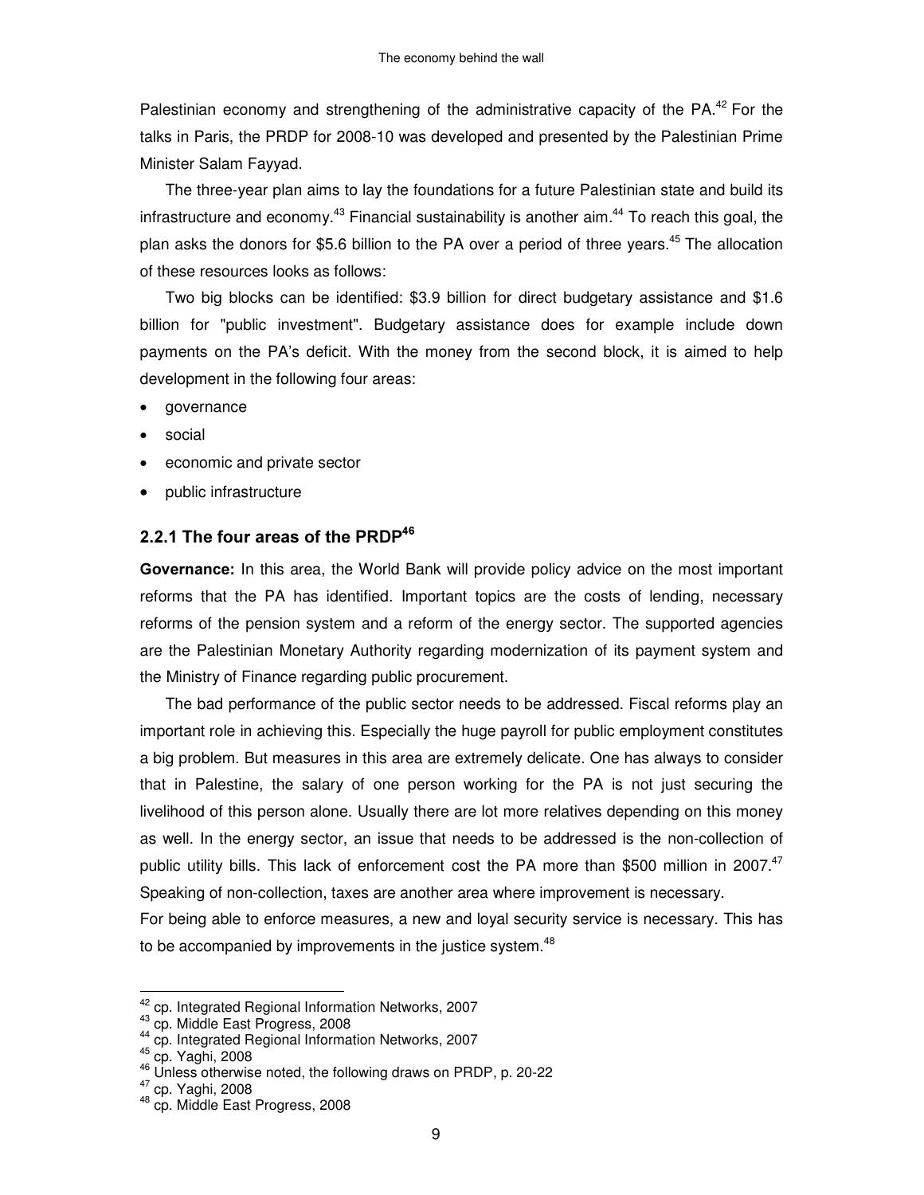Palestinian economy and strengthening of the administrative capacity of the PA.[42] For the talks in Paris, the PRDP for 2008-10 was developed and presented by the Palestinian Prime Minister Salam Fayyad.

The three-year plan aims to lay the foundations for a future Palestinian state and build its infrastructure and economy.[43] Financial sustainability is another aim.[44] To reach this goal, the plan asks the donors for $5.6 billion to the PA over a period of three years.[45] The allocation of these resources looks as follows:

Two big blocks can be identified: $3.9 billion for direct budgetary assistance and $1.6 billion for "public investment". Budgetary assistance does for example include down payments on the PA's deficit. With the money from the second block, it is aimed to help development in the following four areas:

- governance
- social
- economic and private sector
- public infrastructure

### 2.2.1 The four areas of the PRDP[46]

**Governance:** In this area, the World Bank will provide policy advice on the most important reforms that the PA has identified. Important topics are the costs of lending, necessary reforms of the pension system and a reform of the energy sector. The supported agencies are the Palestinian Monetary Authority regarding modernization of its payment system and the Ministry of Finance regarding public procurement.

The bad performance of the public sector needs to be addressed. Fiscal reforms play an important role in achieving this. Especially the huge payroll for public employment constitutes a big problem. But measures in this area are extremely delicate. One has always to consider that in Palestine, the salary of one person working for the PA is not just securing the livelihood of this person alone. Usually there are lot more relatives depending on this money as well. In the energy sector, an issue that needs to be addressed is the non-collection of public utility bills. This lack of enforcement cost the PA more than $500 million in 2007.[47] Speaking of non-collection, taxes are another area where improvement is necessary.

For being able to enforce measures, a new and loyal security service is necessary. This has to be accompanied by improvements in the justice system.[48]

---

[42] cp. Integrated Regional Information Networks, 2007

[43] cp. Middle East Progress, 2008

[44] cp. Integrated Regional Information Networks, 2007

[45] cp. Yaghi, 2008

[46] Unless otherwise noted, the following draws on PRDP, p. 20-22

[47] cp. Yaghi, 2008

[48] cp. Middle East Progress, 2008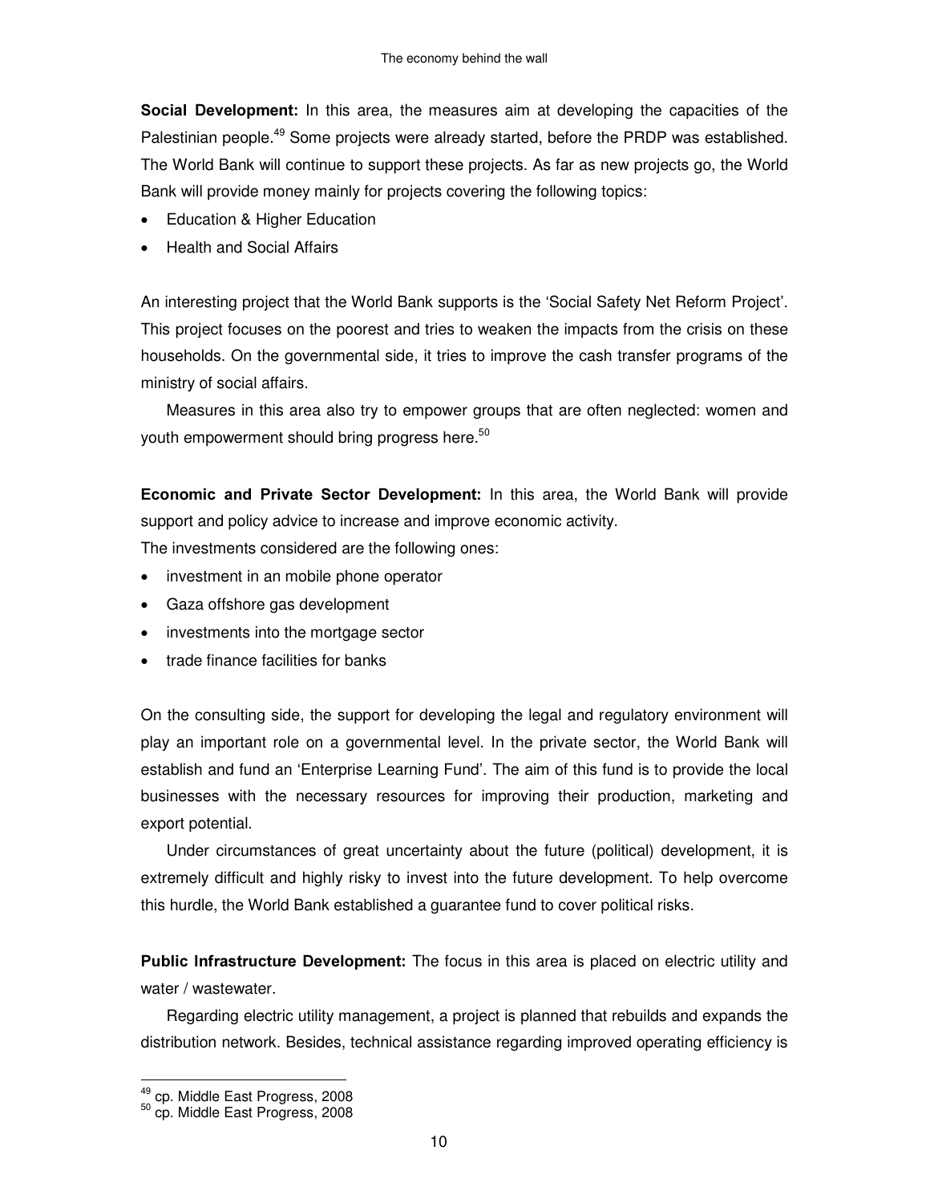**Social Development:** In this area, the measures aim at developing the capacities of the Palestinian people.[49] Some projects were already started, before the PRDP was established. The World Bank will continue to support these projects. As far as new projects go, the World Bank will provide money mainly for projects covering the following topics:

- Education & Higher Education
- Health and Social Affairs

An interesting project that the World Bank supports is the 'Social Safety Net Reform Project'. This project focuses on the poorest and tries to weaken the impacts from the crisis on these households. On the governmental side, it tries to improve the cash transfer programs of the ministry of social affairs.

Measures in this area also try to empower groups that are often neglected: women and youth empowerment should bring progress here.[50]

**Economic and Private Sector Development:** In this area, the World Bank will provide support and policy advice to increase and improve economic activity.

The investments considered are the following ones:

- investment in an mobile phone operator
- Gaza offshore gas development
- investments into the mortgage sector
- trade finance facilities for banks

On the consulting side, the support for developing the legal and regulatory environment will play an important role on a governmental level. In the private sector, the World Bank will establish and fund an 'Enterprise Learning Fund'. The aim of this fund is to provide the local businesses with the necessary resources for improving their production, marketing and export potential.

Under circumstances of great uncertainty about the future (political) development, it is extremely difficult and highly risky to invest into the future development. To help overcome this hurdle, the World Bank established a guarantee fund to cover political risks.

**Public Infrastructure Development:** The focus in this area is placed on electric utility and water / wastewater.

Regarding electric utility management, a project is planned that rebuilds and expands the distribution network. Besides, technical assistance regarding improved operating efficiency is

---

[49] cp. Middle East Progress, 2008

[50] cp. Middle East Progress, 2008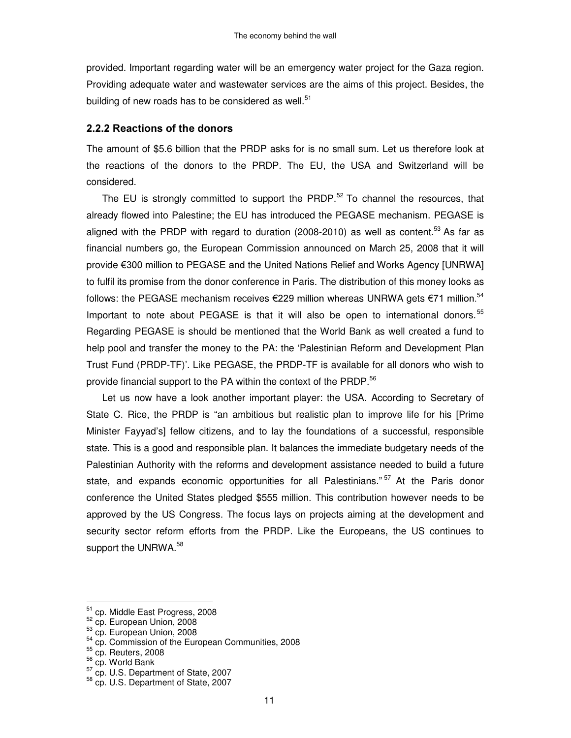provided. Important regarding water will be an emergency water project for the Gaza region. Providing adequate water and wastewater services are the aims of this project. Besides, the building of new roads has to be considered as well.[51]

### 2.2.2 Reactions of the donors

The amount of $5.6 billion that the PRDP asks for is no small sum. Let us therefore look at the reactions of the donors to the PRDP. The EU, the USA and Switzerland will be considered.

The EU is strongly committed to support the PRDP.[52] To channel the resources, that already flowed into Palestine; the EU has introduced the PEGASE mechanism. PEGASE is aligned with the PRDP with regard to duration (2008-2010) as well as content.[53] As far as financial numbers go, the European Commission announced on March 25, 2008 that it will provide €300 million to PEGASE and the United Nations Relief and Works Agency [UNRWA] to fulfil its promise from the donor conference in Paris. The distribution of this money looks as follows: the PEGASE mechanism receives €229 million whereas UNRWA gets €71 million.[54] Important to note about PEGASE is that it will also be open to international donors.[55] Regarding PEGASE is should be mentioned that the World Bank as well created a fund to help pool and transfer the money to the PA: the 'Palestinian Reform and Development Plan Trust Fund (PRDP-TF)'. Like PEGASE, the PRDP-TF is available for all donors who wish to provide financial support to the PA within the context of the PRDP.[56]

Let us now have a look another important player: the USA. According to Secretary of State C. Rice, the PRDP is "an ambitious but realistic plan to improve life for his [Prime Minister Fayyad's] fellow citizens, and to lay the foundations of a successful, responsible state. This is a good and responsible plan. It balances the immediate budgetary needs of the Palestinian Authority with the reforms and development assistance needed to build a future state, and expands economic opportunities for all Palestinians."[57] At the Paris donor conference the United States pledged $555 million. This contribution however needs to be approved by the US Congress. The focus lays on projects aiming at the development and security sector reform efforts from the PRDP. Like the Europeans, the US continues to support the UNRWA.[58]

---

[51] cp. Middle East Progress, 2008
[52] cp. European Union, 2008
[53] cp. European Union, 2008
[54] cp. Commission of the European Communities, 2008
[55] cp. Reuters, 2008
[56] cp. World Bank
[57] cp. U.S. Department of State, 2007
[58] cp. U.S. Department of State, 2007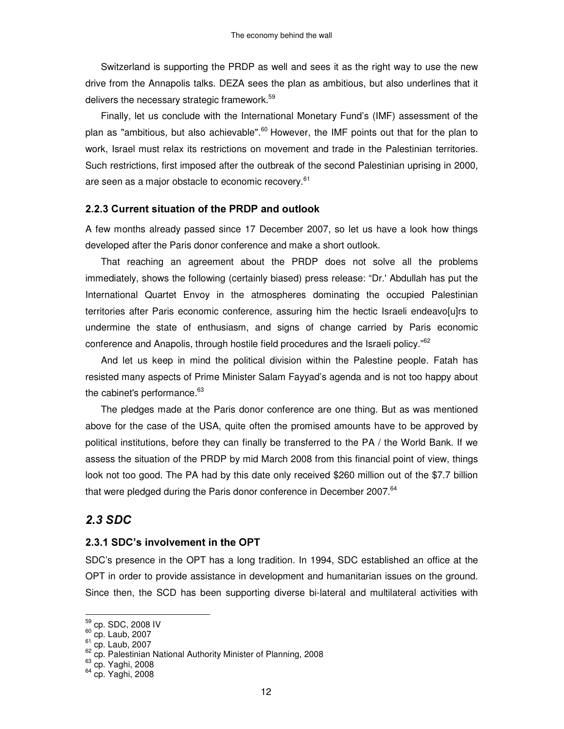Switzerland is supporting the PRDP as well and sees it as the right way to use the new drive from the Annapolis talks. DEZA sees the plan as ambitious, but also underlines that it delivers the necessary strategic framework.[59]

Finally, let us conclude with the International Monetary Fund's (IMF) assessment of the plan as "ambitious, but also achievable".[60] However, the IMF points out that for the plan to work, Israel must relax its restrictions on movement and trade in the Palestinian territories. Such restrictions, first imposed after the outbreak of the second Palestinian uprising in 2000, are seen as a major obstacle to economic recovery.[61]

### 2.2.3 Current situation of the PRDP and outlook

A few months already passed since 17 December 2007, so let us have a look how things developed after the Paris donor conference and make a short outlook.

That reaching an agreement about the PRDP does not solve all the problems immediately, shows the following (certainly biased) press release: "Dr.' Abdullah has put the International Quartet Envoy in the atmospheres dominating the occupied Palestinian territories after Paris economic conference, assuring him the hectic Israeli endeavo[u]rs to undermine the state of enthusiasm, and signs of change carried by Paris economic conference and Anapolis, through hostile field procedures and the Israeli policy."[62]

And let us keep in mind the political division within the Palestine people. Fatah has resisted many aspects of Prime Minister Salam Fayyad's agenda and is not too happy about the cabinet's performance.[63]

The pledges made at the Paris donor conference are one thing. But as was mentioned above for the case of the USA, quite often the promised amounts have to be approved by political institutions, before they can finally be transferred to the PA / the World Bank. If we assess the situation of the PRDP by mid March 2008 from this financial point of view, things look not too good. The PA had by this date only received \$260 million out of the \$7.7 billion that were pledged during the Paris donor conference in December 2007.[64]

## *2.3 SDC*

### 2.3.1 SDC's involvement in the OPT

SDC's presence in the OPT has a long tradition. In 1994, SDC established an office at the OPT in order to provide assistance in development and humanitarian issues on the ground. Since then, the SCD has been supporting diverse bi-lateral and multilateral activities with

---

[59] cp. SDC, 2008 IV

[60] cp. Laub, 2007

[61] cp. Laub, 2007

[62] cp. Palestinian National Authority Minister of Planning, 2008

[63] cp. Yaghi, 2008

[64] cp. Yaghi, 2008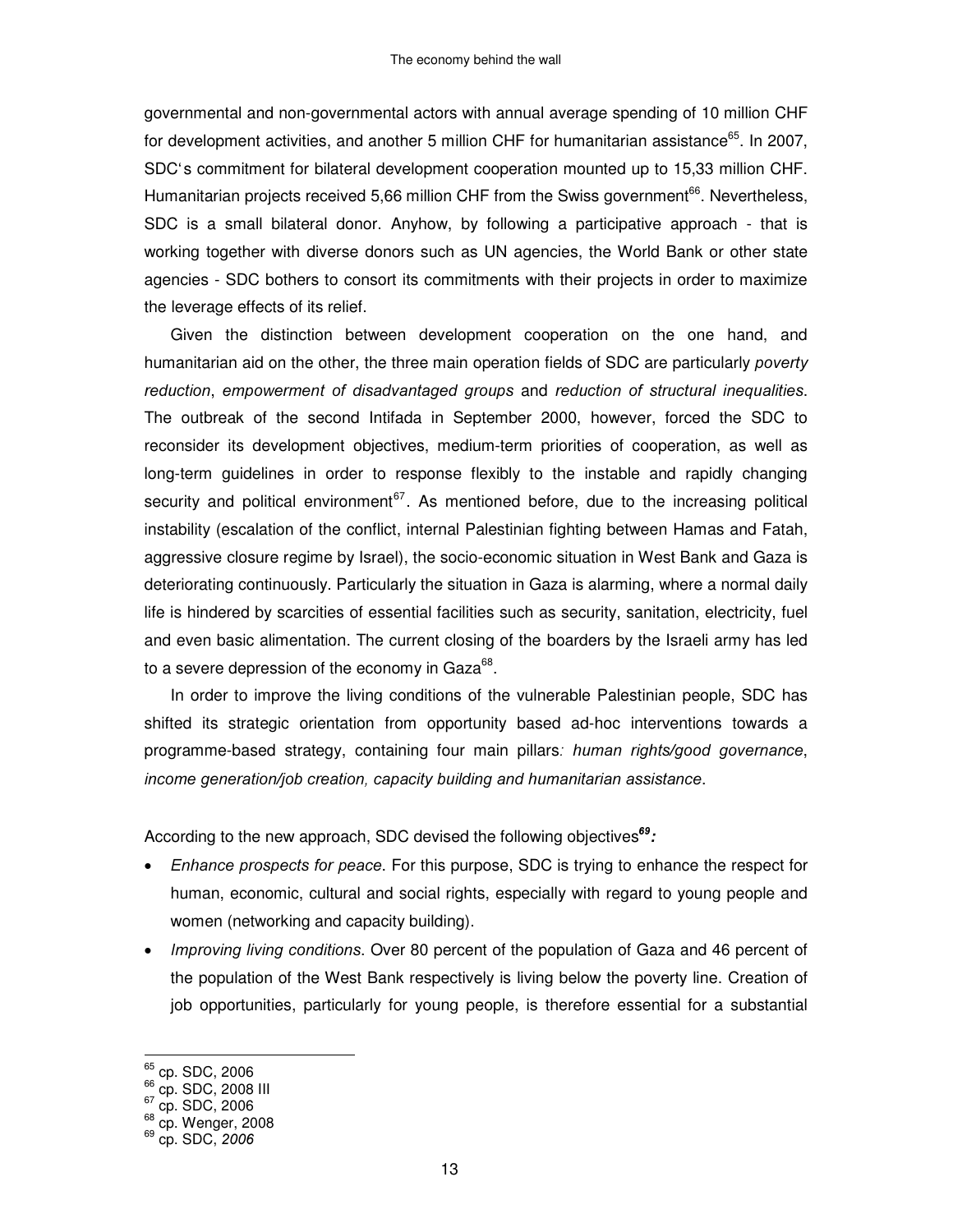governmental and non-governmental actors with annual average spending of 10 million CHF for development activities, and another 5 million CHF for humanitarian assistance[65]. In 2007, SDC's commitment for bilateral development cooperation mounted up to 15,33 million CHF. Humanitarian projects received 5,66 million CHF from the Swiss government[66]. Nevertheless, SDC is a small bilateral donor. Anyhow, by following a participative approach - that is working together with diverse donors such as UN agencies, the World Bank or other state agencies - SDC bothers to consort its commitments with their projects in order to maximize the leverage effects of its relief.

Given the distinction between development cooperation on the one hand, and humanitarian aid on the other, the three main operation fields of SDC are particularly *poverty reduction*, *empowerment of disadvantaged groups* and *reduction of structural inequalities*. The outbreak of the second Intifada in September 2000, however, forced the SDC to reconsider its development objectives, medium-term priorities of cooperation, as well as long-term guidelines in order to response flexibly to the instable and rapidly changing security and political environment[67]. As mentioned before, due to the increasing political instability (escalation of the conflict, internal Palestinian fighting between Hamas and Fatah, aggressive closure regime by Israel), the socio-economic situation in West Bank and Gaza is deteriorating continuously. Particularly the situation in Gaza is alarming, where a normal daily life is hindered by scarcities of essential facilities such as security, sanitation, electricity, fuel and even basic alimentation. The current closing of the boarders by the Israeli army has led to a severe depression of the economy in Gaza[68].

In order to improve the living conditions of the vulnerable Palestinian people, SDC has shifted its strategic orientation from opportunity based ad-hoc interventions towards a programme-based strategy, containing four main pillars*: human rights/good governance*, *income generation/job creation, capacity building and humanitarian assistance*.

According to the new approach, SDC devised the following objectives[69]***:***

- *Enhance prospects for peace*. For this purpose, SDC is trying to enhance the respect for human, economic, cultural and social rights, especially with regard to young people and women (networking and capacity building).
- *Improving living conditions*. Over 80 percent of the population of Gaza and 46 percent of the population of the West Bank respectively is living below the poverty line. Creation of job opportunities, particularly for young people, is therefore essential for a substantial

---

[65] cp. SDC, 2006

[66] cp. SDC, 2008 III

[67] cp. SDC, 2006

[68] cp. Wenger, 2008

[69] cp. SDC, *2006*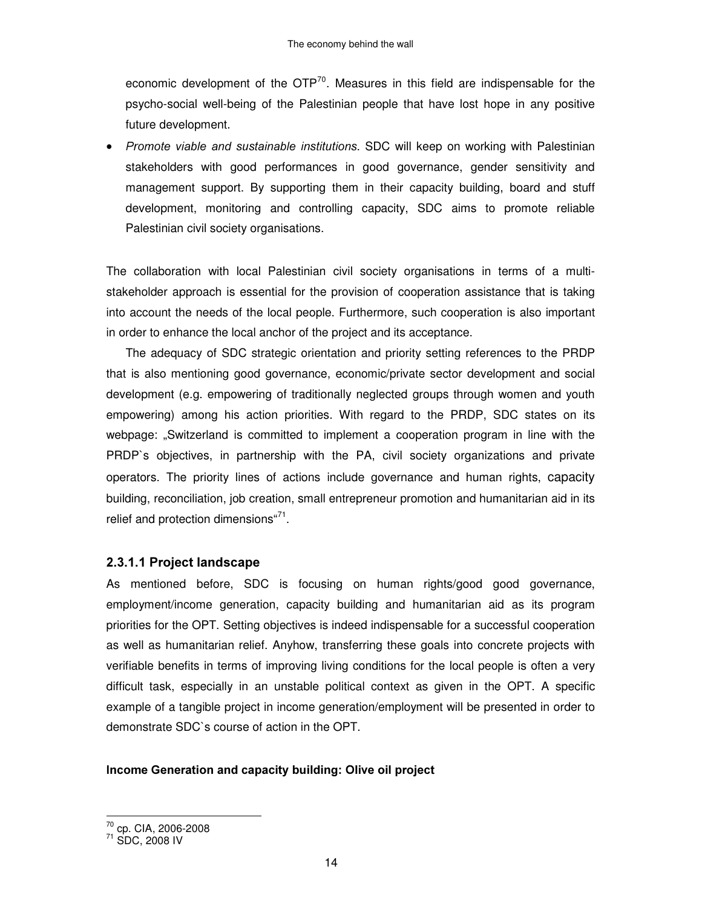economic development of the OTP[70]. Measures in this field are indispensable for the psycho-social well-being of the Palestinian people that have lost hope in any positive future development.

- *Promote viable and sustainable institutions*. SDC will keep on working with Palestinian stakeholders with good performances in good governance, gender sensitivity and management support. By supporting them in their capacity building, board and stuff development, monitoring and controlling capacity, SDC aims to promote reliable Palestinian civil society organisations.

The collaboration with local Palestinian civil society organisations in terms of a multi-stakeholder approach is essential for the provision of cooperation assistance that is taking into account the needs of the local people. Furthermore, such cooperation is also important in order to enhance the local anchor of the project and its acceptance.

The adequacy of SDC strategic orientation and priority setting references to the PRDP that is also mentioning good governance, economic/private sector development and social development (e.g. empowering of traditionally neglected groups through women and youth empowering) among his action priorities. With regard to the PRDP, SDC states on its webpage: „Switzerland is committed to implement a cooperation program in line with the PRDP`s objectives, in partnership with the PA, civil society organizations and private operators. The priority lines of actions include governance and human rights, capacity building, reconciliation, job creation, small entrepreneur promotion and humanitarian aid in its relief and protection dimensions"[71].

#### 2.3.1.1 Project landscape

As mentioned before, SDC is focusing on human rights/good good governance, employment/income generation, capacity building and humanitarian aid as its program priorities for the OPT. Setting objectives is indeed indispensable for a successful cooperation as well as humanitarian relief. Anyhow, transferring these goals into concrete projects with verifiable benefits in terms of improving living conditions for the local people is often a very difficult task, especially in an unstable political context as given in the OPT. A specific example of a tangible project in income generation/employment will be presented in order to demonstrate SDC`s course of action in the OPT.

**Income Generation and capacity building: Olive oil project**

---

[70] cp. CIA, 2006-2008

[71] SDC, 2008 IV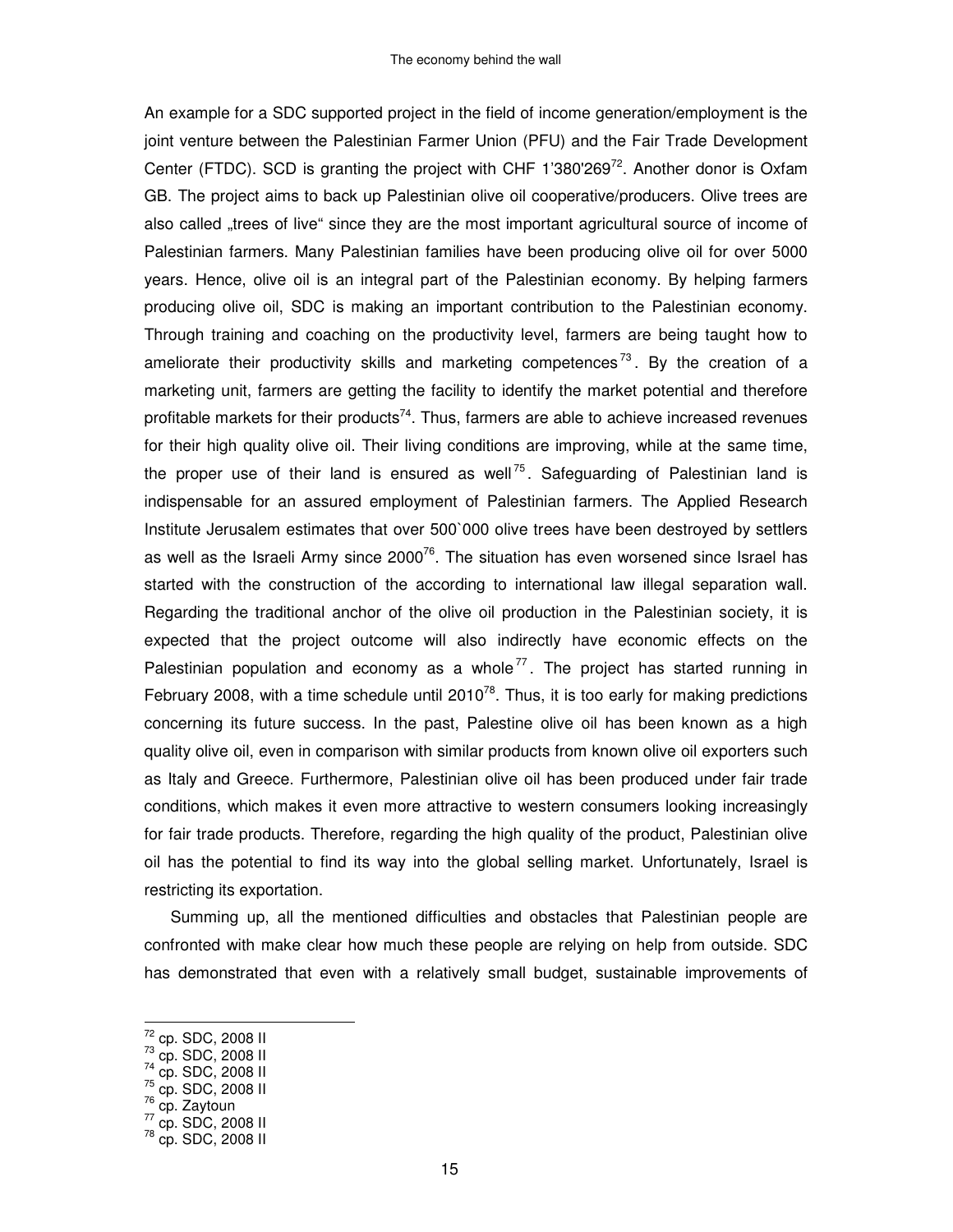An example for a SDC supported project in the field of income generation/employment is the joint venture between the Palestinian Farmer Union (PFU) and the Fair Trade Development Center (FTDC). SCD is granting the project with CHF 1'380'269[72]. Another donor is Oxfam GB. The project aims to back up Palestinian olive oil cooperative/producers. Olive trees are also called „trees of live" since they are the most important agricultural source of income of Palestinian farmers. Many Palestinian families have been producing olive oil for over 5000 years. Hence, olive oil is an integral part of the Palestinian economy. By helping farmers producing olive oil, SDC is making an important contribution to the Palestinian economy. Through training and coaching on the productivity level, farmers are being taught how to ameliorate their productivity skills and marketing competences[73]. By the creation of a marketing unit, farmers are getting the facility to identify the market potential and therefore profitable markets for their products[74]. Thus, farmers are able to achieve increased revenues for their high quality olive oil. Their living conditions are improving, while at the same time, the proper use of their land is ensured as well[75]. Safeguarding of Palestinian land is indispensable for an assured employment of Palestinian farmers. The Applied Research Institute Jerusalem estimates that over 500`000 olive trees have been destroyed by settlers as well as the Israeli Army since 2000[76]. The situation has even worsened since Israel has started with the construction of the according to international law illegal separation wall. Regarding the traditional anchor of the olive oil production in the Palestinian society, it is expected that the project outcome will also indirectly have economic effects on the Palestinian population and economy as a whole[77]. The project has started running in February 2008, with a time schedule until 2010[78]. Thus, it is too early for making predictions concerning its future success. In the past, Palestine olive oil has been known as a high quality olive oil, even in comparison with similar products from known olive oil exporters such as Italy and Greece. Furthermore, Palestinian olive oil has been produced under fair trade conditions, which makes it even more attractive to western consumers looking increasingly for fair trade products. Therefore, regarding the high quality of the product, Palestinian olive oil has the potential to find its way into the global selling market. Unfortunately, Israel is restricting its exportation.

Summing up, all the mentioned difficulties and obstacles that Palestinian people are confronted with make clear how much these people are relying on help from outside. SDC has demonstrated that even with a relatively small budget, sustainable improvements of

---

[72] cp. SDC, 2008 II
[73] cp. SDC, 2008 II
[74] cp. SDC, 2008 II
[75] cp. SDC, 2008 II
[76] cp. Zaytoun
[77] cp. SDC, 2008 II
[78] cp. SDC, 2008 II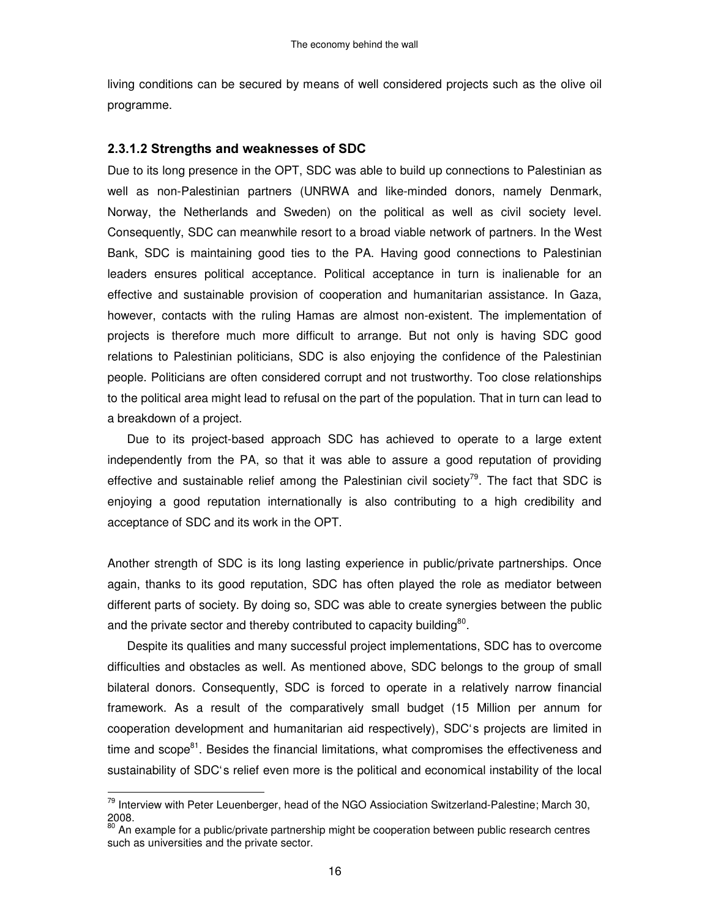living conditions can be secured by means of well considered projects such as the olive oil programme.

### 2.3.1.2 Strengths and weaknesses of SDC

Due to its long presence in the OPT, SDC was able to build up connections to Palestinian as well as non-Palestinian partners (UNRWA and like-minded donors, namely Denmark, Norway, the Netherlands and Sweden) on the political as well as civil society level. Consequently, SDC can meanwhile resort to a broad viable network of partners. In the West Bank, SDC is maintaining good ties to the PA. Having good connections to Palestinian leaders ensures political acceptance. Political acceptance in turn is inalienable for an effective and sustainable provision of cooperation and humanitarian assistance. In Gaza, however, contacts with the ruling Hamas are almost non-existent. The implementation of projects is therefore much more difficult to arrange. But not only is having SDC good relations to Palestinian politicians, SDC is also enjoying the confidence of the Palestinian people. Politicians are often considered corrupt and not trustworthy. Too close relationships to the political area might lead to refusal on the part of the population. That in turn can lead to a breakdown of a project.

Due to its project-based approach SDC has achieved to operate to a large extent independently from the PA, so that it was able to assure a good reputation of providing effective and sustainable relief among the Palestinian civil society[79]. The fact that SDC is enjoying a good reputation internationally is also contributing to a high credibility and acceptance of SDC and its work in the OPT.

Another strength of SDC is its long lasting experience in public/private partnerships. Once again, thanks to its good reputation, SDC has often played the role as mediator between different parts of society. By doing so, SDC was able to create synergies between the public and the private sector and thereby contributed to capacity building[80].

Despite its qualities and many successful project implementations, SDC has to overcome difficulties and obstacles as well. As mentioned above, SDC belongs to the group of small bilateral donors. Consequently, SDC is forced to operate in a relatively narrow financial framework. As a result of the comparatively small budget (15 Million per annum for cooperation development and humanitarian aid respectively), SDC's projects are limited in time and scope[81]. Besides the financial limitations, what compromises the effectiveness and sustainability of SDC's relief even more is the political and economical instability of the local

---

[79] Interview with Peter Leuenberger, head of the NGO Assiociation Switzerland-Palestine; March 30, 2008.

[80] An example for a public/private partnership might be cooperation between public research centres such as universities and the private sector.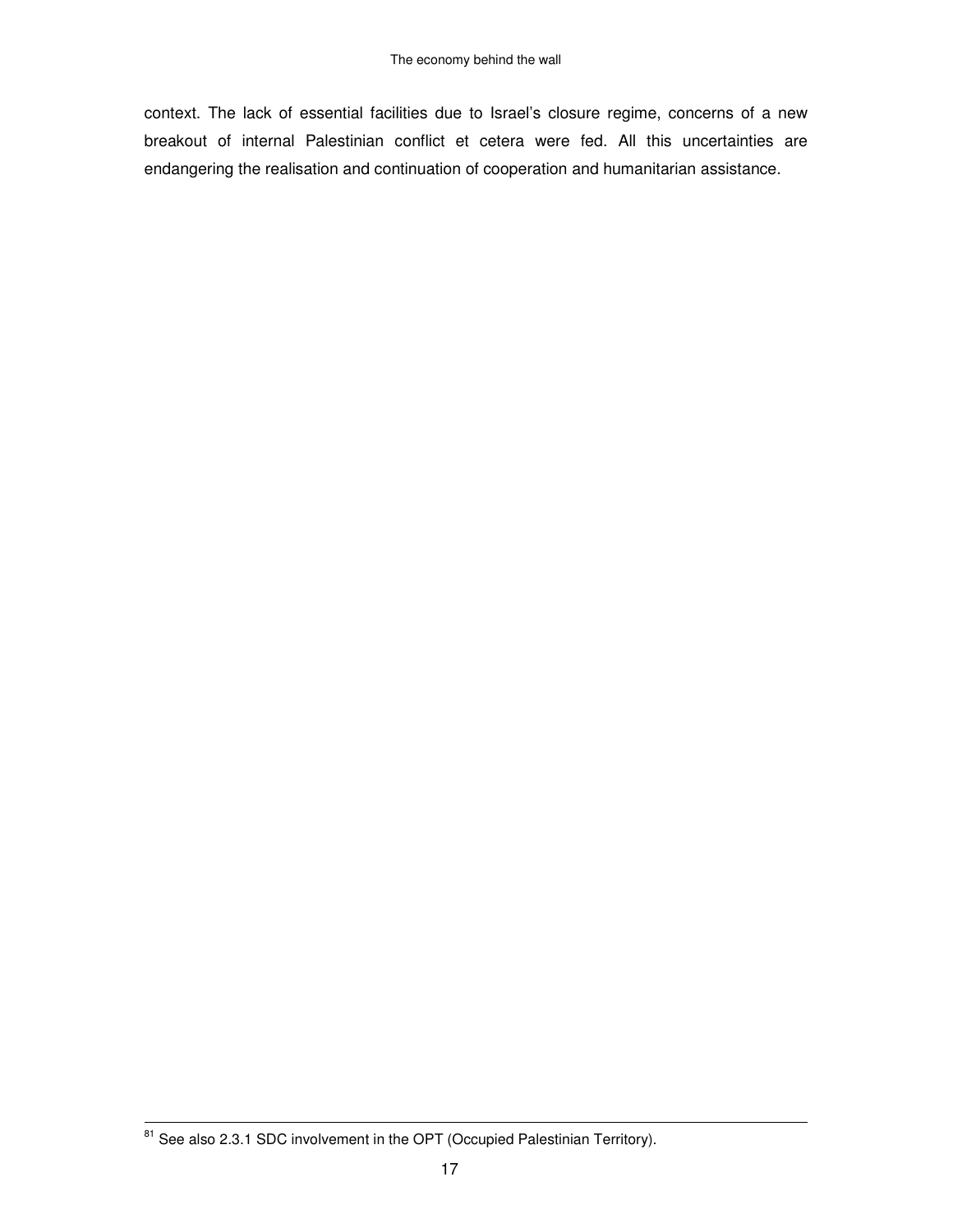context. The lack of essential facilities due to Israel's closure regime, concerns of a new breakout of internal Palestinian conflict et cetera were fed. All this uncertainties are endangering the realisation and continuation of cooperation and humanitarian assistance.

[81] See also 2.3.1 SDC involvement in the OPT (Occupied Palestinian Territory).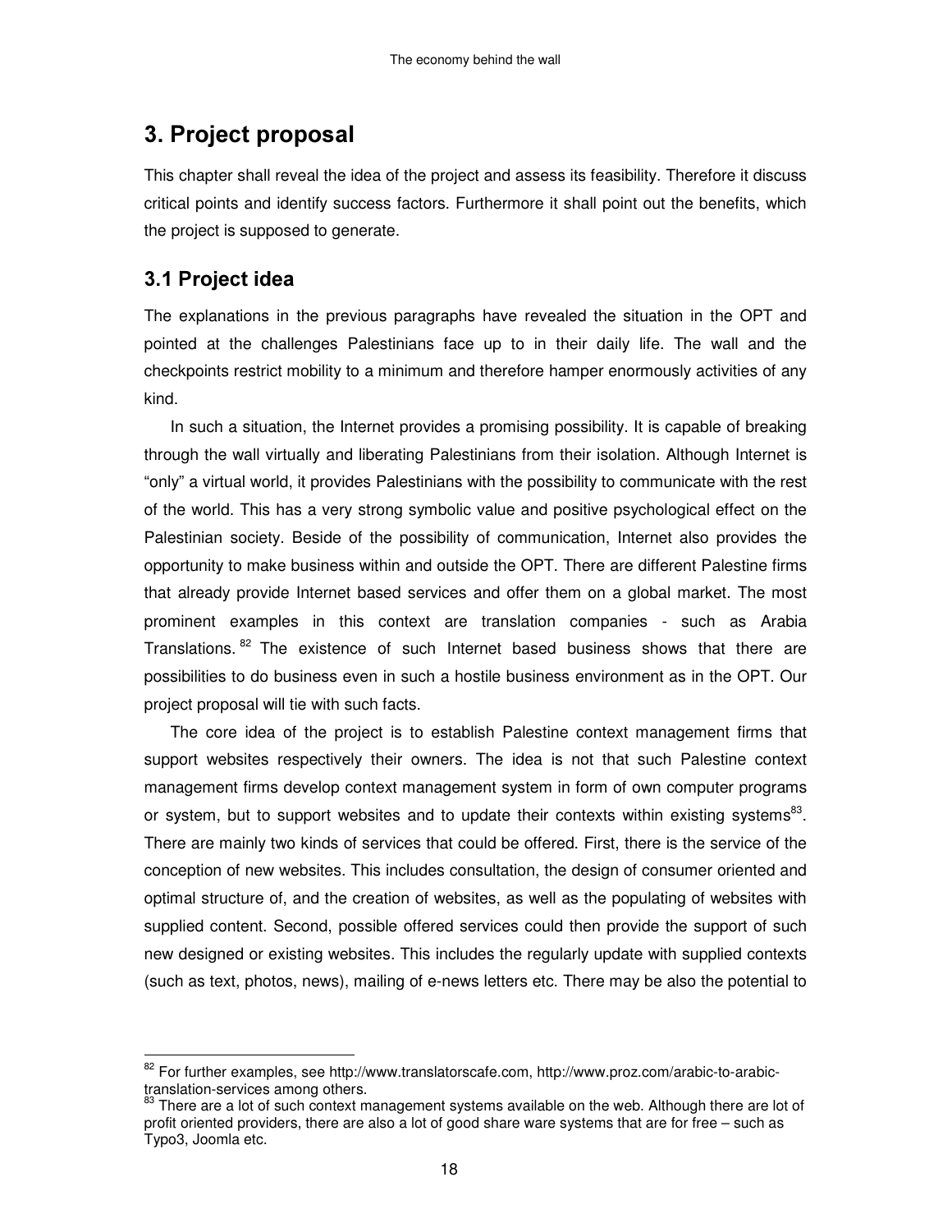# 3. Project proposal

This chapter shall reveal the idea of the project and assess its feasibility. Therefore it discuss critical points and identify success factors. Furthermore it shall point out the benefits, which the project is supposed to generate.

## 3.1 Project idea

The explanations in the previous paragraphs have revealed the situation in the OPT and pointed at the challenges Palestinians face up to in their daily life. The wall and the checkpoints restrict mobility to a minimum and therefore hamper enormously activities of any kind.

In such a situation, the Internet provides a promising possibility. It is capable of breaking through the wall virtually and liberating Palestinians from their isolation. Although Internet is "only" a virtual world, it provides Palestinians with the possibility to communicate with the rest of the world. This has a very strong symbolic value and positive psychological effect on the Palestinian society. Beside of the possibility of communication, Internet also provides the opportunity to make business within and outside the OPT. There are different Palestine firms that already provide Internet based services and offer them on a global market. The most prominent examples in this context are translation companies - such as Arabia Translations.[82] The existence of such Internet based business shows that there are possibilities to do business even in such a hostile business environment as in the OPT. Our project proposal will tie with such facts.

The core idea of the project is to establish Palestine context management firms that support websites respectively their owners. The idea is not that such Palestine context management firms develop context management system in form of own computer programs or system, but to support websites and to update their contexts within existing systems[83]. There are mainly two kinds of services that could be offered. First, there is the service of the conception of new websites. This includes consultation, the design of consumer oriented and optimal structure of, and the creation of websites, as well as the populating of websites with supplied content. Second, possible offered services could then provide the support of such new designed or existing websites. This includes the regularly update with supplied contexts (such as text, photos, news), mailing of e-news letters etc. There may be also the potential to

---

[82] For further examples, see http://www.translatorscafe.com, http://www.proz.com/arabic-to-arabic-translation-services among others.

[83] There are a lot of such context management systems available on the web. Although there are lot of profit oriented providers, there are also a lot of good share ware systems that are for free – such as Typo3, Joomla etc.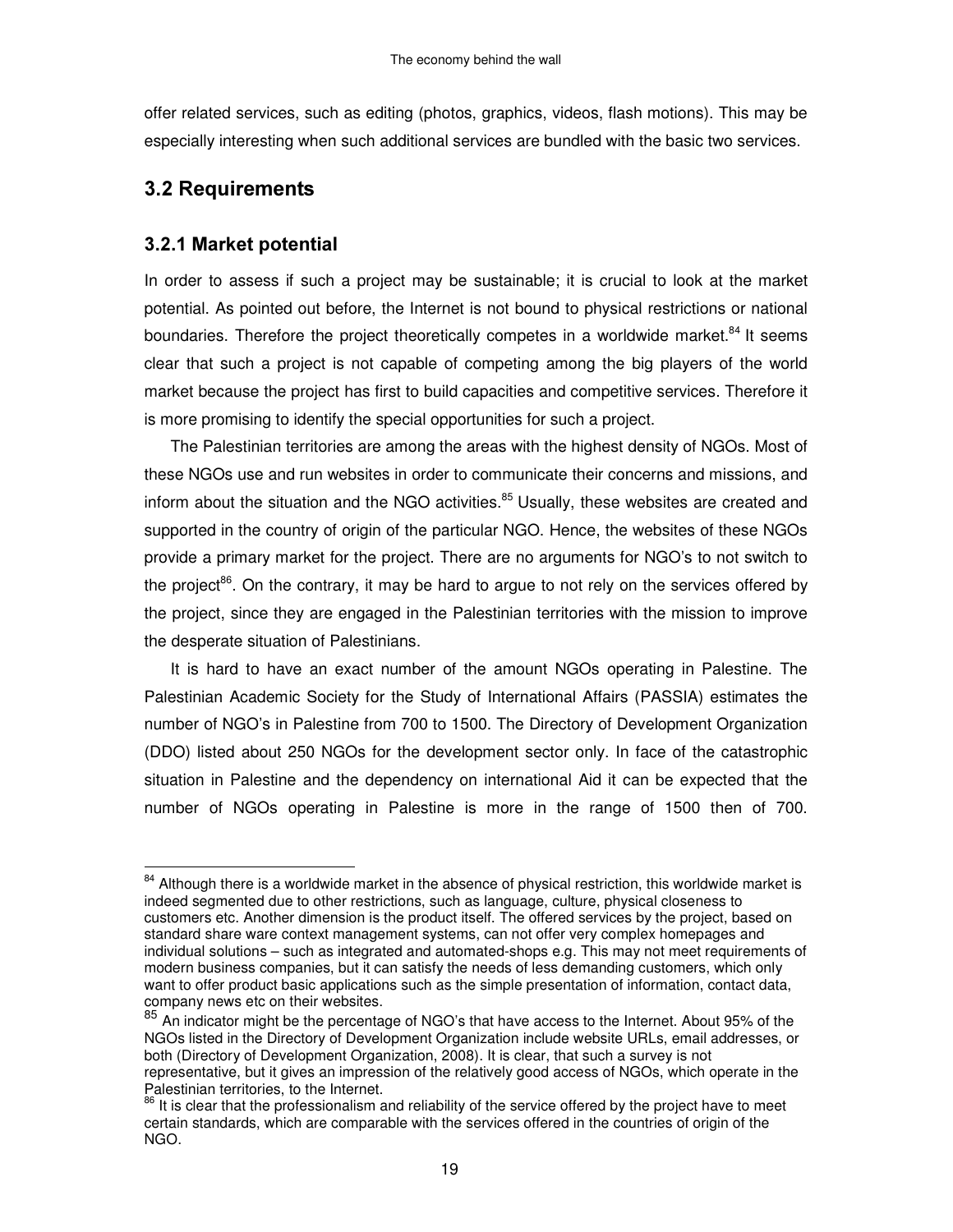offer related services, such as editing (photos, graphics, videos, flash motions). This may be especially interesting when such additional services are bundled with the basic two services.

## 3.2 Requirements

### 3.2.1 Market potential

In order to assess if such a project may be sustainable; it is crucial to look at the market potential. As pointed out before, the Internet is not bound to physical restrictions or national boundaries. Therefore the project theoretically competes in a worldwide market.[84] It seems clear that such a project is not capable of competing among the big players of the world market because the project has first to build capacities and competitive services. Therefore it is more promising to identify the special opportunities for such a project.

The Palestinian territories are among the areas with the highest density of NGOs. Most of these NGOs use and run websites in order to communicate their concerns and missions, and inform about the situation and the NGO activities.[85] Usually, these websites are created and supported in the country of origin of the particular NGO. Hence, the websites of these NGOs provide a primary market for the project. There are no arguments for NGO's to not switch to the project[86]. On the contrary, it may be hard to argue to not rely on the services offered by the project, since they are engaged in the Palestinian territories with the mission to improve the desperate situation of Palestinians.

It is hard to have an exact number of the amount NGOs operating in Palestine. The Palestinian Academic Society for the Study of International Affairs (PASSIA) estimates the number of NGO's in Palestine from 700 to 1500. The Directory of Development Organization (DDO) listed about 250 NGOs for the development sector only. In face of the catastrophic situation in Palestine and the dependency on international Aid it can be expected that the number of NGOs operating in Palestine is more in the range of 1500 then of 700.

---

[84] Although there is a worldwide market in the absence of physical restriction, this worldwide market is indeed segmented due to other restrictions, such as language, culture, physical closeness to customers etc. Another dimension is the product itself. The offered services by the project, based on standard share ware context management systems, can not offer very complex homepages and individual solutions – such as integrated and automated-shops e.g. This may not meet requirements of modern business companies, but it can satisfy the needs of less demanding customers, which only want to offer product basic applications such as the simple presentation of information, contact data, company news etc on their websites.

[85] An indicator might be the percentage of NGO's that have access to the Internet. About 95% of the NGOs listed in the Directory of Development Organization include website URLs, email addresses, or both (Directory of Development Organization, 2008). It is clear, that such a survey is not representative, but it gives an impression of the relatively good access of NGOs, which operate in the Palestinian territories, to the Internet.

[86] It is clear that the professionalism and reliability of the service offered by the project have to meet certain standards, which are comparable with the services offered in the countries of origin of the NGO.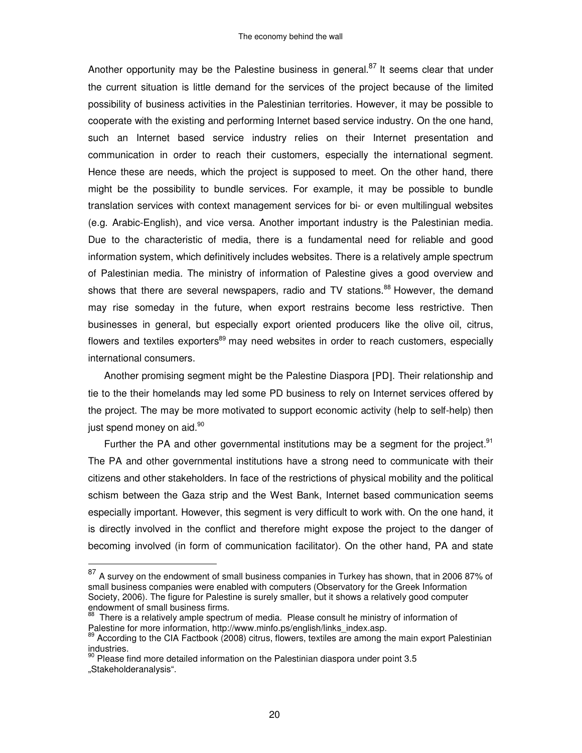Another opportunity may be the Palestine business in general.[87] It seems clear that under the current situation is little demand for the services of the project because of the limited possibility of business activities in the Palestinian territories. However, it may be possible to cooperate with the existing and performing Internet based service industry. On the one hand, such an Internet based service industry relies on their Internet presentation and communication in order to reach their customers, especially the international segment. Hence these are needs, which the project is supposed to meet. On the other hand, there might be the possibility to bundle services. For example, it may be possible to bundle translation services with context management services for bi- or even multilingual websites (e.g. Arabic-English), and vice versa. Another important industry is the Palestinian media. Due to the characteristic of media, there is a fundamental need for reliable and good information system, which definitively includes websites. There is a relatively ample spectrum of Palestinian media. The ministry of information of Palestine gives a good overview and shows that there are several newspapers, radio and TV stations.[88] However, the demand may rise someday in the future, when export restrains become less restrictive. Then businesses in general, but especially export oriented producers like the olive oil, citrus, flowers and textiles exporters[89] may need websites in order to reach customers, especially international consumers.

Another promising segment might be the Palestine Diaspora [PD]. Their relationship and tie to the their homelands may led some PD business to rely on Internet services offered by the project. The may be more motivated to support economic activity (help to self-help) then just spend money on aid.[90]

Further the PA and other governmental institutions may be a segment for the project.[91] The PA and other governmental institutions have a strong need to communicate with their citizens and other stakeholders. In face of the restrictions of physical mobility and the political schism between the Gaza strip and the West Bank, Internet based communication seems especially important. However, this segment is very difficult to work with. On the one hand, it is directly involved in the conflict and therefore might expose the project to the danger of becoming involved (in form of communication facilitator). On the other hand, PA and state

---

[87] A survey on the endowment of small business companies in Turkey has shown, that in 2006 87% of small business companies were enabled with computers (Observatory for the Greek Information Society, 2006). The figure for Palestine is surely smaller, but it shows a relatively good computer endowment of small business firms.

[88] There is a relatively ample spectrum of media. Please consult he ministry of information of Palestine for more information, http://www.minfo.ps/english/links_index.asp.

[89] According to the CIA Factbook (2008) citrus, flowers, textiles are among the main export Palestinian industries.

[90] Please find more detailed information on the Palestinian diaspora under point 3.5 „Stakeholderanalysis".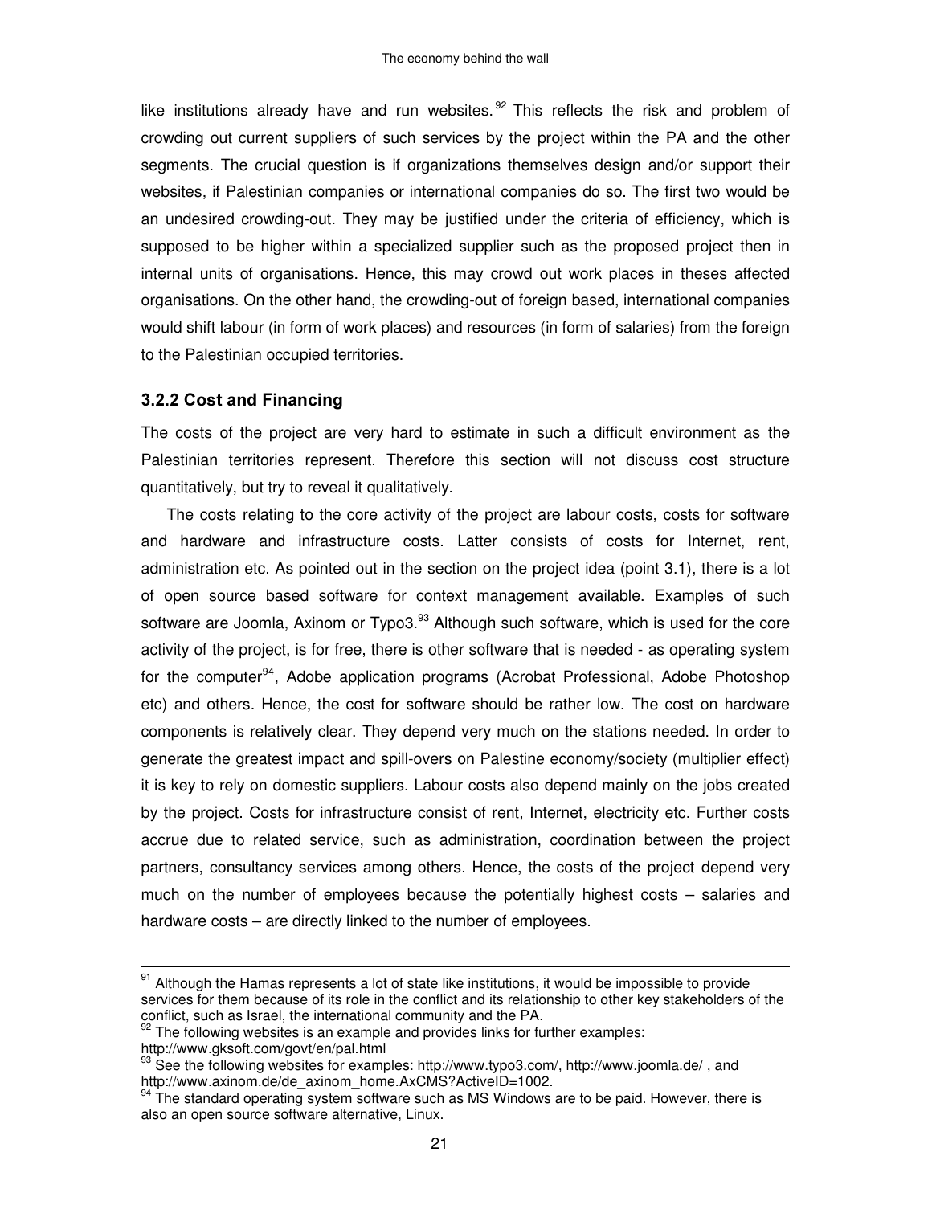like institutions already have and run websites.[92] This reflects the risk and problem of crowding out current suppliers of such services by the project within the PA and the other segments. The crucial question is if organizations themselves design and/or support their websites, if Palestinian companies or international companies do so. The first two would be an undesired crowding-out. They may be justified under the criteria of efficiency, which is supposed to be higher within a specialized supplier such as the proposed project then in internal units of organisations. Hence, this may crowd out work places in theses affected organisations. On the other hand, the crowding-out of foreign based, international companies would shift labour (in form of work places) and resources (in form of salaries) from the foreign to the Palestinian occupied territories.

### 3.2.2 Cost and Financing

The costs of the project are very hard to estimate in such a difficult environment as the Palestinian territories represent. Therefore this section will not discuss cost structure quantitatively, but try to reveal it qualitatively.

The costs relating to the core activity of the project are labour costs, costs for software and hardware and infrastructure costs. Latter consists of costs for Internet, rent, administration etc. As pointed out in the section on the project idea (point 3.1), there is a lot of open source based software for context management available. Examples of such software are Joomla, Axinom or Typo3.[93] Although such software, which is used for the core activity of the project, is for free, there is other software that is needed - as operating system for the computer[94], Adobe application programs (Acrobat Professional, Adobe Photoshop etc) and others. Hence, the cost for software should be rather low. The cost on hardware components is relatively clear. They depend very much on the stations needed. In order to generate the greatest impact and spill-overs on Palestine economy/society (multiplier effect) it is key to rely on domestic suppliers. Labour costs also depend mainly on the jobs created by the project. Costs for infrastructure consist of rent, Internet, electricity etc. Further costs accrue due to related service, such as administration, coordination between the project partners, consultancy services among others. Hence, the costs of the project depend very much on the number of employees because the potentially highest costs – salaries and hardware costs – are directly linked to the number of employees.

---

[91] Although the Hamas represents a lot of state like institutions, it would be impossible to provide services for them because of its role in the conflict and its relationship to other key stakeholders of the conflict, such as Israel, the international community and the PA.

[92] The following websites is an example and provides links for further examples: http://www.gksoft.com/govt/en/pal.html

[93] See the following websites for examples: http://www.typo3.com/, http://www.joomla.de/ , and http://www.axinom.de/de_axinom_home.AxCMS?ActiveID=1002.

[94] The standard operating system software such as MS Windows are to be paid. However, there is also an open source software alternative, Linux.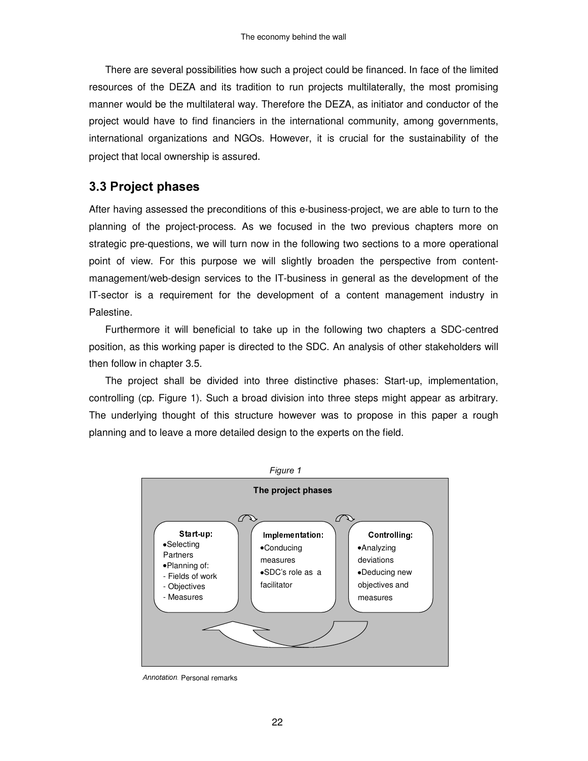There are several possibilities how such a project could be financed. In face of the limited resources of the DEZA and its tradition to run projects multilaterally, the most promising manner would be the multilateral way. Therefore the DEZA, as initiator and conductor of the project would have to find financiers in the international community, among governments, international organizations and NGOs. However, it is crucial for the sustainability of the project that local ownership is assured.

## 3.3 Project phases

After having assessed the preconditions of this e-business-project, we are able to turn to the planning of the project-process. As we focused in the two previous chapters more on strategic pre-questions, we will turn now in the following two sections to a more operational point of view. For this purpose we will slightly broaden the perspective from content-management/web-design services to the IT-business in general as the development of the IT-sector is a requirement for the development of a content management industry in Palestine.

Furthermore it will beneficial to take up in the following two chapters a SDC-centred position, as this working paper is directed to the SDC. An analysis of other stakeholders will then follow in chapter 3.5.

The project shall be divided into three distinctive phases: Start-up, implementation, controlling (cp. Figure 1). Such a broad division into three steps might appear as arbitrary. The underlying thought of this structure however was to propose in this paper a rough planning and to leave a more detailed design to the experts on the field.

*Figure 1*

**The project phases**

**Start-up:**
- Selecting Partners
- Planning of:
  - Fields of work
  - Objectives
  - Measures

**Implementation:**
- Conducing measures
- SDC's role as a facilitator

**Controlling:**
- Analyzing deviations
- Deducing new objectives and measures

*Annotation.* Personal remarks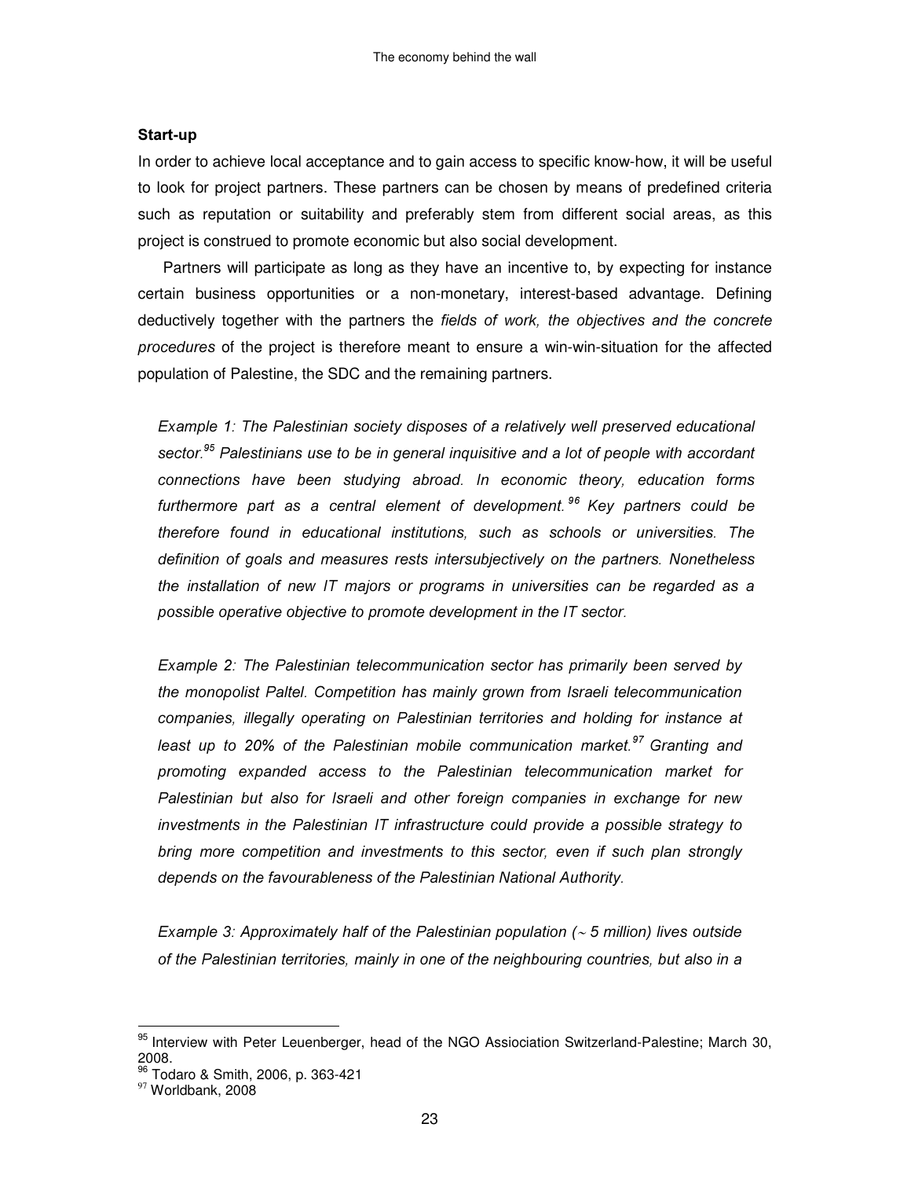### Start-up

In order to achieve local acceptance and to gain access to specific know-how, it will be useful to look for project partners. These partners can be chosen by means of predefined criteria such as reputation or suitability and preferably stem from different social areas, as this project is construed to promote economic but also social development.

Partners will participate as long as they have an incentive to, by expecting for instance certain business opportunities or a non-monetary, interest-based advantage. Defining deductively together with the partners the *fields of work, the objectives and the concrete procedures* of the project is therefore meant to ensure a win-win-situation for the affected population of Palestine, the SDC and the remaining partners.

*Example 1: The Palestinian society disposes of a relatively well preserved educational sector.*[95] *Palestinians use to be in general inquisitive and a lot of people with accordant connections have been studying abroad. In economic theory, education forms furthermore part as a central element of development.*[96] *Key partners could be therefore found in educational institutions, such as schools or universities. The definition of goals and measures rests intersubjectively on the partners. Nonetheless the installation of new IT majors or programs in universities can be regarded as a possible operative objective to promote development in the IT sector.*

*Example 2: The Palestinian telecommunication sector has primarily been served by the monopolist Paltel. Competition has mainly grown from Israeli telecommunication companies, illegally operating on Palestinian territories and holding for instance at least up to 20% of the Palestinian mobile communication market.*[97] *Granting and promoting expanded access to the Palestinian telecommunication market for Palestinian but also for Israeli and other foreign companies in exchange for new investments in the Palestinian IT infrastructure could provide a possible strategy to bring more competition and investments to this sector, even if such plan strongly depends on the favourableness of the Palestinian National Authority.*

*Example 3: Approximately half of the Palestinian population (~ 5 million) lives outside of the Palestinian territories, mainly in one of the neighbouring countries, but also in a*

---

[95] Interview with Peter Leuenberger, head of the NGO Assiociation Switzerland-Palestine; March 30, 2008.

[96] Todaro & Smith, 2006, p. 363-421

[97] Worldbank, 2008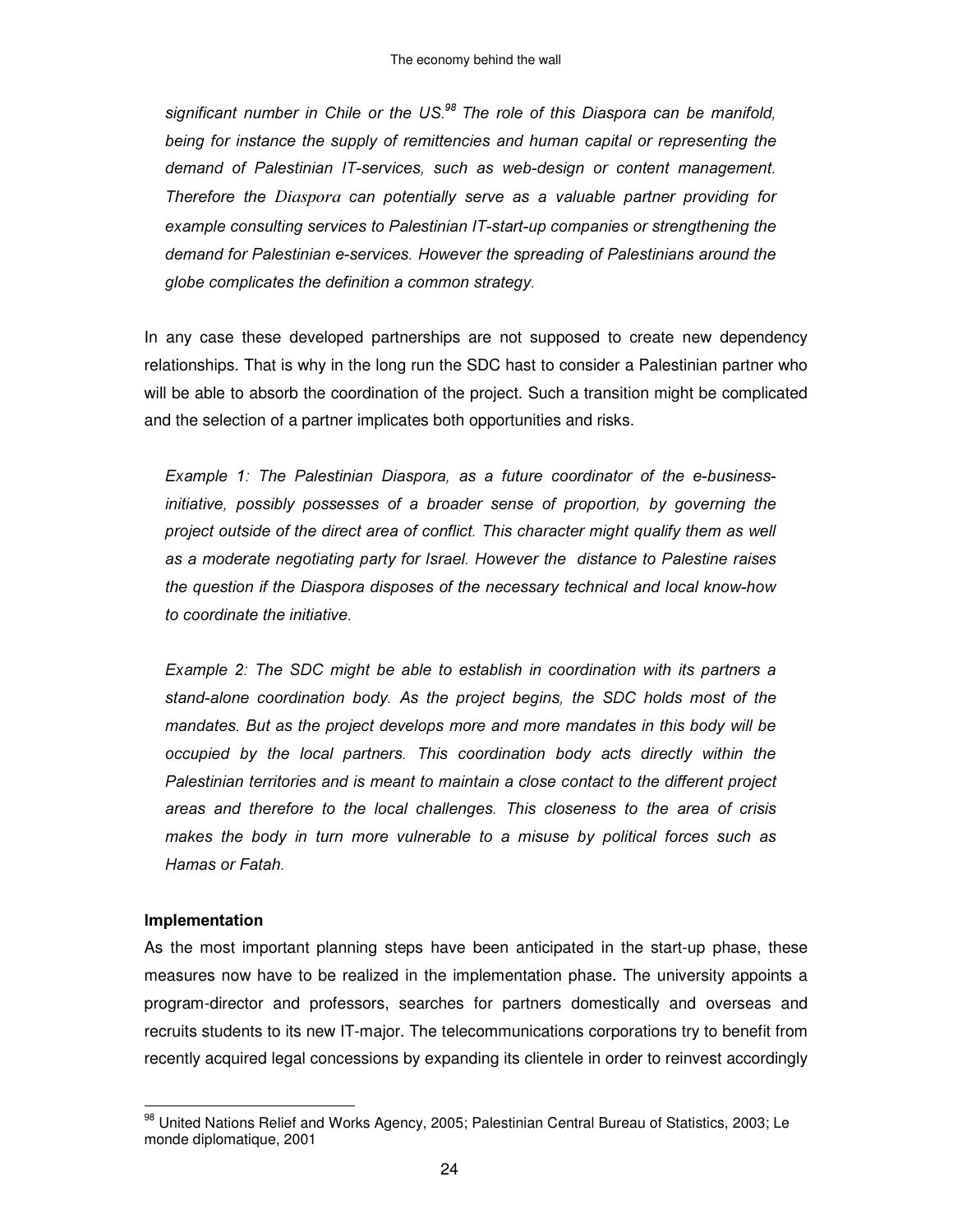*significant number in Chile or the US.[98] The role of this Diaspora can be manifold, being for instance the supply of remittencies and human capital or representing the demand of Palestinian IT-services, such as web-design or content management. Therefore the Diaspora can potentially serve as a valuable partner providing for example consulting services to Palestinian IT-start-up companies or strengthening the demand for Palestinian e-services. However the spreading of Palestinians around the globe complicates the definition a common strategy.*

In any case these developed partnerships are not supposed to create new dependency relationships. That is why in the long run the SDC hast to consider a Palestinian partner who will be able to absorb the coordination of the project. Such a transition might be complicated and the selection of a partner implicates both opportunities and risks.

*Example 1: The Palestinian Diaspora, as a future coordinator of the e-business-initiative, possibly possesses of a broader sense of proportion, by governing the project outside of the direct area of conflict. This character might qualify them as well as a moderate negotiating party for Israel. However the distance to Palestine raises the question if the Diaspora disposes of the necessary technical and local know-how to coordinate the initiative.*

*Example 2: The SDC might be able to establish in coordination with its partners a stand-alone coordination body. As the project begins, the SDC holds most of the mandates. But as the project develops more and more mandates in this body will be occupied by the local partners. This coordination body acts directly within the Palestinian territories and is meant to maintain a close contact to the different project areas and therefore to the local challenges. This closeness to the area of crisis makes the body in turn more vulnerable to a misuse by political forces such as Hamas or Fatah.*

**Implementation**

As the most important planning steps have been anticipated in the start-up phase, these measures now have to be realized in the implementation phase. The university appoints a program-director and professors, searches for partners domestically and overseas and recruits students to its new IT-major. The telecommunications corporations try to benefit from recently acquired legal concessions by expanding its clientele in order to reinvest accordingly

[98] United Nations Relief and Works Agency, 2005; Palestinian Central Bureau of Statistics, 2003; Le monde diplomatique, 2001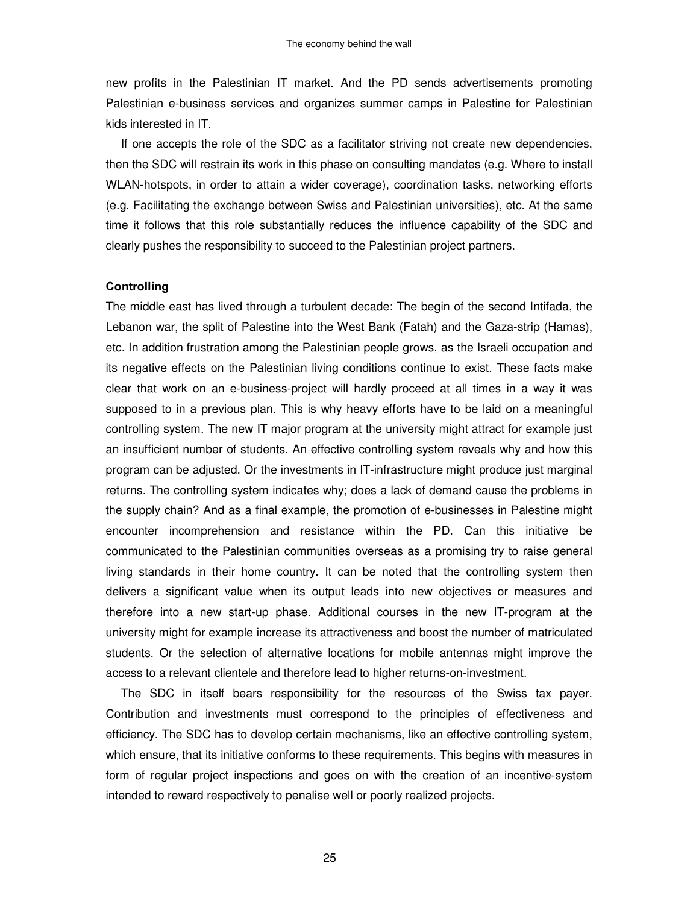new profits in the Palestinian IT market. And the PD sends advertisements promoting Palestinian e-business services and organizes summer camps in Palestine for Palestinian kids interested in IT.

If one accepts the role of the SDC as a facilitator striving not create new dependencies, then the SDC will restrain its work in this phase on consulting mandates (e.g. Where to install WLAN-hotspots, in order to attain a wider coverage), coordination tasks, networking efforts (e.g. Facilitating the exchange between Swiss and Palestinian universities), etc. At the same time it follows that this role substantially reduces the influence capability of the SDC and clearly pushes the responsibility to succeed to the Palestinian project partners.

**Controlling**

The middle east has lived through a turbulent decade: The begin of the second Intifada, the Lebanon war, the split of Palestine into the West Bank (Fatah) and the Gaza-strip (Hamas), etc. In addition frustration among the Palestinian people grows, as the Israeli occupation and its negative effects on the Palestinian living conditions continue to exist. These facts make clear that work on an e-business-project will hardly proceed at all times in a way it was supposed to in a previous plan. This is why heavy efforts have to be laid on a meaningful controlling system. The new IT major program at the university might attract for example just an insufficient number of students. An effective controlling system reveals why and how this program can be adjusted. Or the investments in IT-infrastructure might produce just marginal returns. The controlling system indicates why; does a lack of demand cause the problems in the supply chain? And as a final example, the promotion of e-businesses in Palestine might encounter incomprehension and resistance within the PD. Can this initiative be communicated to the Palestinian communities overseas as a promising try to raise general living standards in their home country. It can be noted that the controlling system then delivers a significant value when its output leads into new objectives or measures and therefore into a new start-up phase. Additional courses in the new IT-program at the university might for example increase its attractiveness and boost the number of matriculated students. Or the selection of alternative locations for mobile antennas might improve the access to a relevant clientele and therefore lead to higher returns-on-investment.

The SDC in itself bears responsibility for the resources of the Swiss tax payer. Contribution and investments must correspond to the principles of effectiveness and efficiency. The SDC has to develop certain mechanisms, like an effective controlling system, which ensure, that its initiative conforms to these requirements. This begins with measures in form of regular project inspections and goes on with the creation of an incentive-system intended to reward respectively to penalise well or poorly realized projects.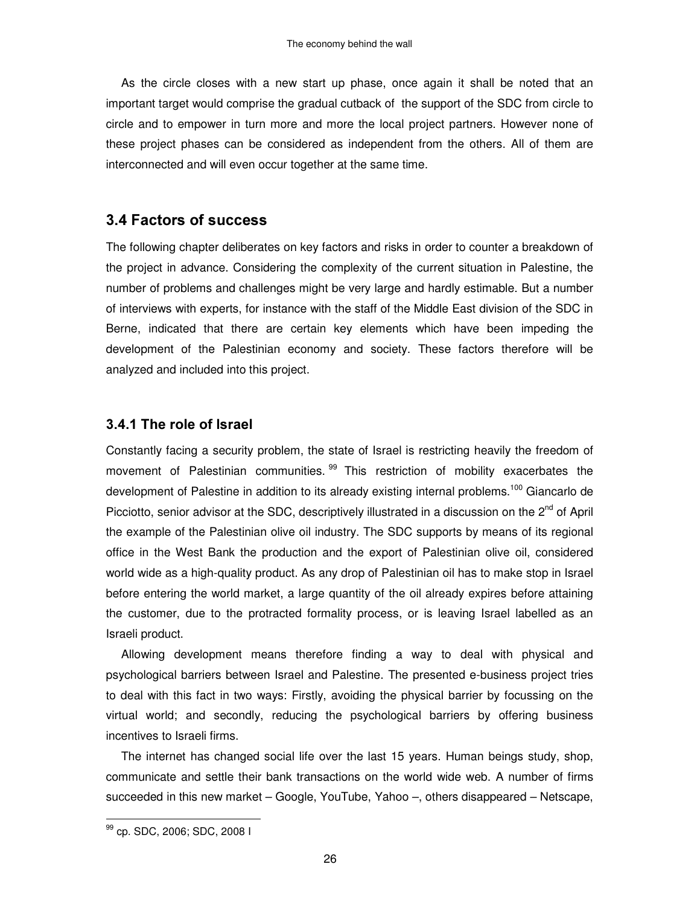As the circle closes with a new start up phase, once again it shall be noted that an important target would comprise the gradual cutback of the support of the SDC from circle to circle and to empower in turn more and more the local project partners. However none of these project phases can be considered as independent from the others. All of them are interconnected and will even occur together at the same time.

## 3.4 Factors of success

The following chapter deliberates on key factors and risks in order to counter a breakdown of the project in advance. Considering the complexity of the current situation in Palestine, the number of problems and challenges might be very large and hardly estimable. But a number of interviews with experts, for instance with the staff of the Middle East division of the SDC in Berne, indicated that there are certain key elements which have been impeding the development of the Palestinian economy and society. These factors therefore will be analyzed and included into this project.

### 3.4.1 The role of Israel

Constantly facing a security problem, the state of Israel is restricting heavily the freedom of movement of Palestinian communities. [99] This restriction of mobility exacerbates the development of Palestine in addition to its already existing internal problems.[100] Giancarlo de Picciotto, senior advisor at the SDC, descriptively illustrated in a discussion on the 2nd of April the example of the Palestinian olive oil industry. The SDC supports by means of its regional office in the West Bank the production and the export of Palestinian olive oil, considered world wide as a high-quality product. As any drop of Palestinian oil has to make stop in Israel before entering the world market, a large quantity of the oil already expires before attaining the customer, due to the protracted formality process, or is leaving Israel labelled as an Israeli product.

Allowing development means therefore finding a way to deal with physical and psychological barriers between Israel and Palestine. The presented e-business project tries to deal with this fact in two ways: Firstly, avoiding the physical barrier by focussing on the virtual world; and secondly, reducing the psychological barriers by offering business incentives to Israeli firms.

The internet has changed social life over the last 15 years. Human beings study, shop, communicate and settle their bank transactions on the world wide web. A number of firms succeeded in this new market – Google, YouTube, Yahoo –, others disappeared – Netscape,

---

[99] cp. SDC, 2006; SDC, 2008 I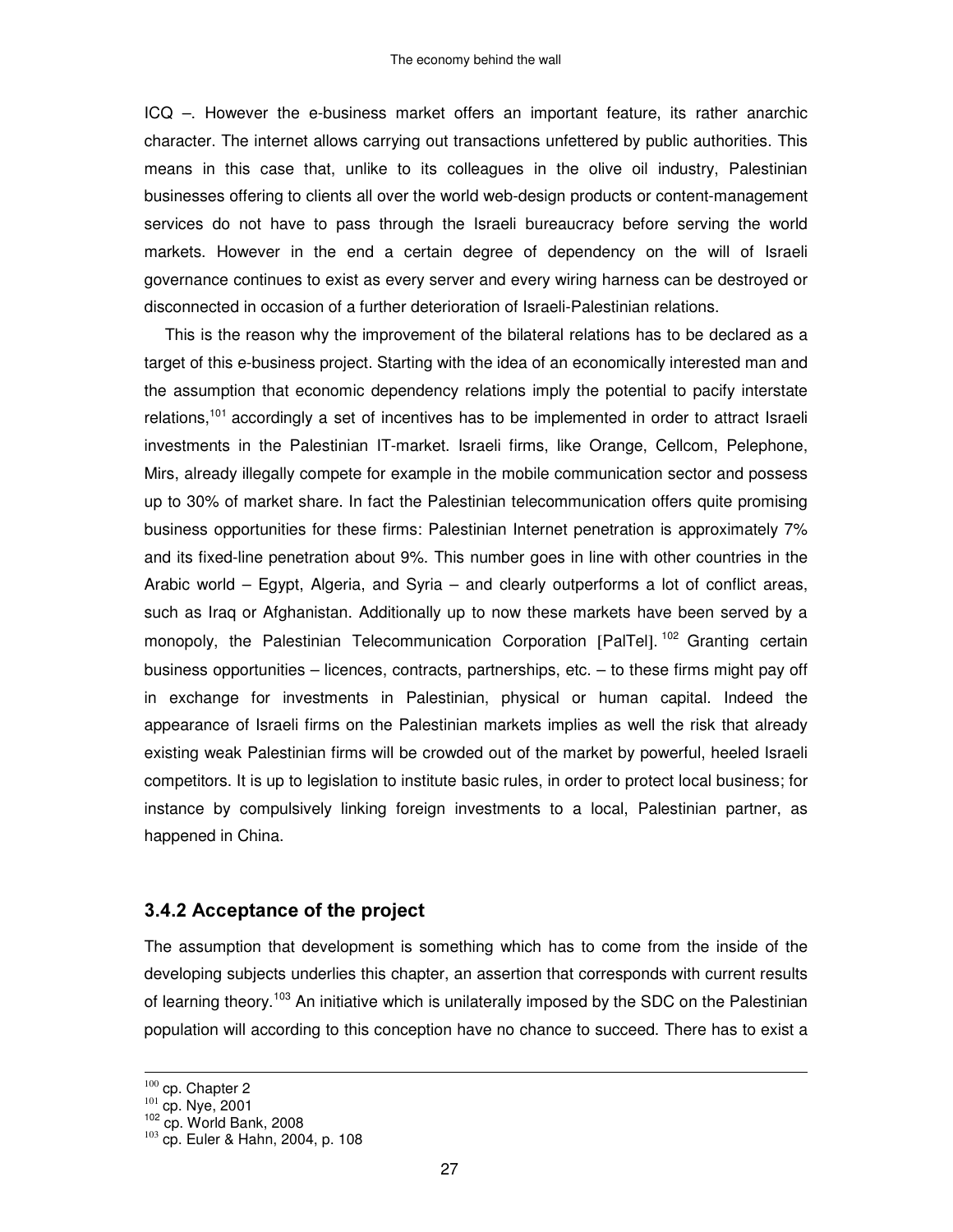ICQ –. However the e-business market offers an important feature, its rather anarchic character. The internet allows carrying out transactions unfettered by public authorities. This means in this case that, unlike to its colleagues in the olive oil industry, Palestinian businesses offering to clients all over the world web-design products or content-management services do not have to pass through the Israeli bureaucracy before serving the world markets. However in the end a certain degree of dependency on the will of Israeli governance continues to exist as every server and every wiring harness can be destroyed or disconnected in occasion of a further deterioration of Israeli-Palestinian relations.

This is the reason why the improvement of the bilateral relations has to be declared as a target of this e-business project. Starting with the idea of an economically interested man and the assumption that economic dependency relations imply the potential to pacify interstate relations,[101] accordingly a set of incentives has to be implemented in order to attract Israeli investments in the Palestinian IT-market. Israeli firms, like Orange, Cellcom, Pelephone, Mirs, already illegally compete for example in the mobile communication sector and possess up to 30% of market share. In fact the Palestinian telecommunication offers quite promising business opportunities for these firms: Palestinian Internet penetration is approximately 7% and its fixed-line penetration about 9%. This number goes in line with other countries in the Arabic world – Egypt, Algeria, and Syria – and clearly outperforms a lot of conflict areas, such as Iraq or Afghanistan. Additionally up to now these markets have been served by a monopoly, the Palestinian Telecommunication Corporation [PalTel].[102] Granting certain business opportunities – licences, contracts, partnerships, etc. – to these firms might pay off in exchange for investments in Palestinian, physical or human capital. Indeed the appearance of Israeli firms on the Palestinian markets implies as well the risk that already existing weak Palestinian firms will be crowded out of the market by powerful, heeled Israeli competitors. It is up to legislation to institute basic rules, in order to protect local business; for instance by compulsively linking foreign investments to a local, Palestinian partner, as happened in China.

### 3.4.2 Acceptance of the project

The assumption that development is something which has to come from the inside of the developing subjects underlies this chapter, an assertion that corresponds with current results of learning theory.[103] An initiative which is unilaterally imposed by the SDC on the Palestinian population will according to this conception have no chance to succeed. There has to exist a

---

[100] cp. Chapter 2
[101] cp. Nye, 2001
[102] cp. World Bank, 2008
[103] cp. Euler & Hahn, 2004, p. 108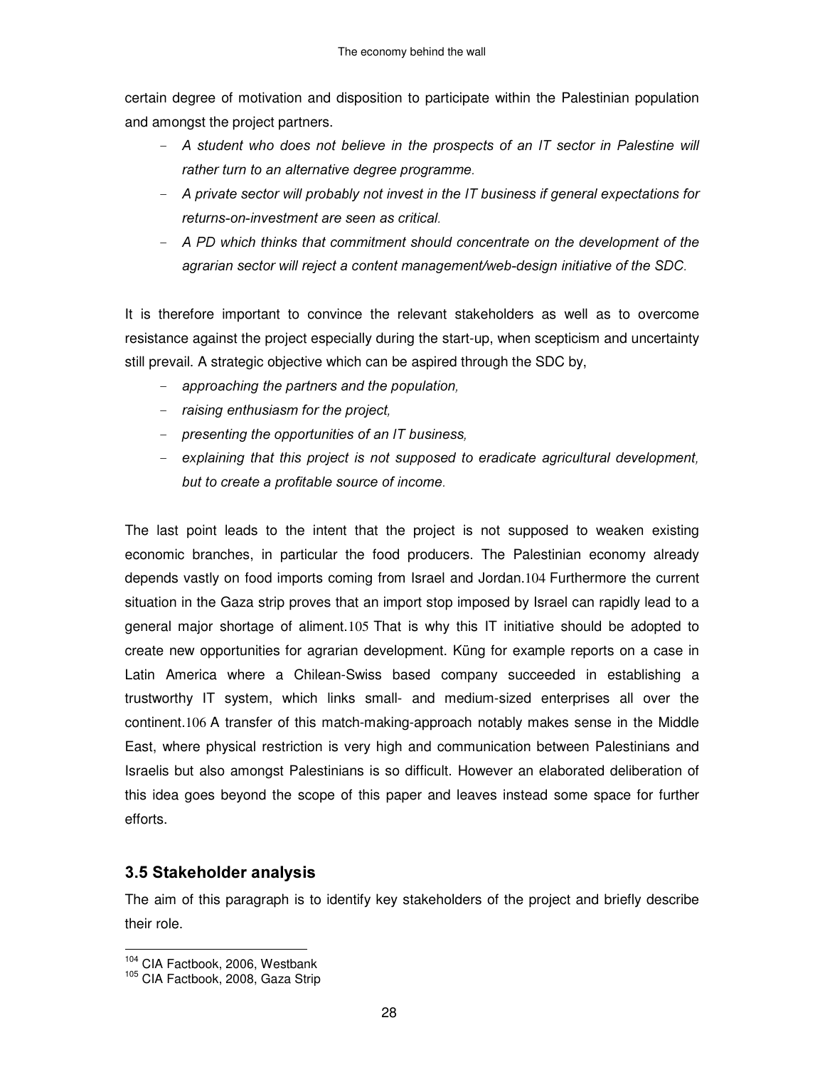certain degree of motivation and disposition to participate within the Palestinian population and amongst the project partners.

- *A student who does not believe in the prospects of an IT sector in Palestine will rather turn to an alternative degree programme.*
- *A private sector will probably not invest in the IT business if general expectations for returns-on-investment are seen as critical.*
- *A PD which thinks that commitment should concentrate on the development of the agrarian sector will reject a content management/web-design initiative of the SDC.*

It is therefore important to convince the relevant stakeholders as well as to overcome resistance against the project especially during the start-up, when scepticism and uncertainty still prevail. A strategic objective which can be aspired through the SDC by,

- *approaching the partners and the population,*
- *raising enthusiasm for the project,*
- *presenting the opportunities of an IT business,*
- *explaining that this project is not supposed to eradicate agricultural development, but to create a profitable source of income.*

The last point leads to the intent that the project is not supposed to weaken existing economic branches, in particular the food producers. The Palestinian economy already depends vastly on food imports coming from Israel and Jordan.[104] Furthermore the current situation in the Gaza strip proves that an import stop imposed by Israel can rapidly lead to a general major shortage of aliment.[105] That is why this IT initiative should be adopted to create new opportunities for agrarian development. Küng for example reports on a case in Latin America where a Chilean-Swiss based company succeeded in establishing a trustworthy IT system, which links small- and medium-sized enterprises all over the continent.[106] A transfer of this match-making-approach notably makes sense in the Middle East, where physical restriction is very high and communication between Palestinians and Israelis but also amongst Palestinians is so difficult. However an elaborated deliberation of this idea goes beyond the scope of this paper and leaves instead some space for further efforts.

## 3.5 Stakeholder analysis

The aim of this paragraph is to identify key stakeholders of the project and briefly describe their role.

---

[104] CIA Factbook, 2006, Westbank

[105] CIA Factbook, 2008, Gaza Strip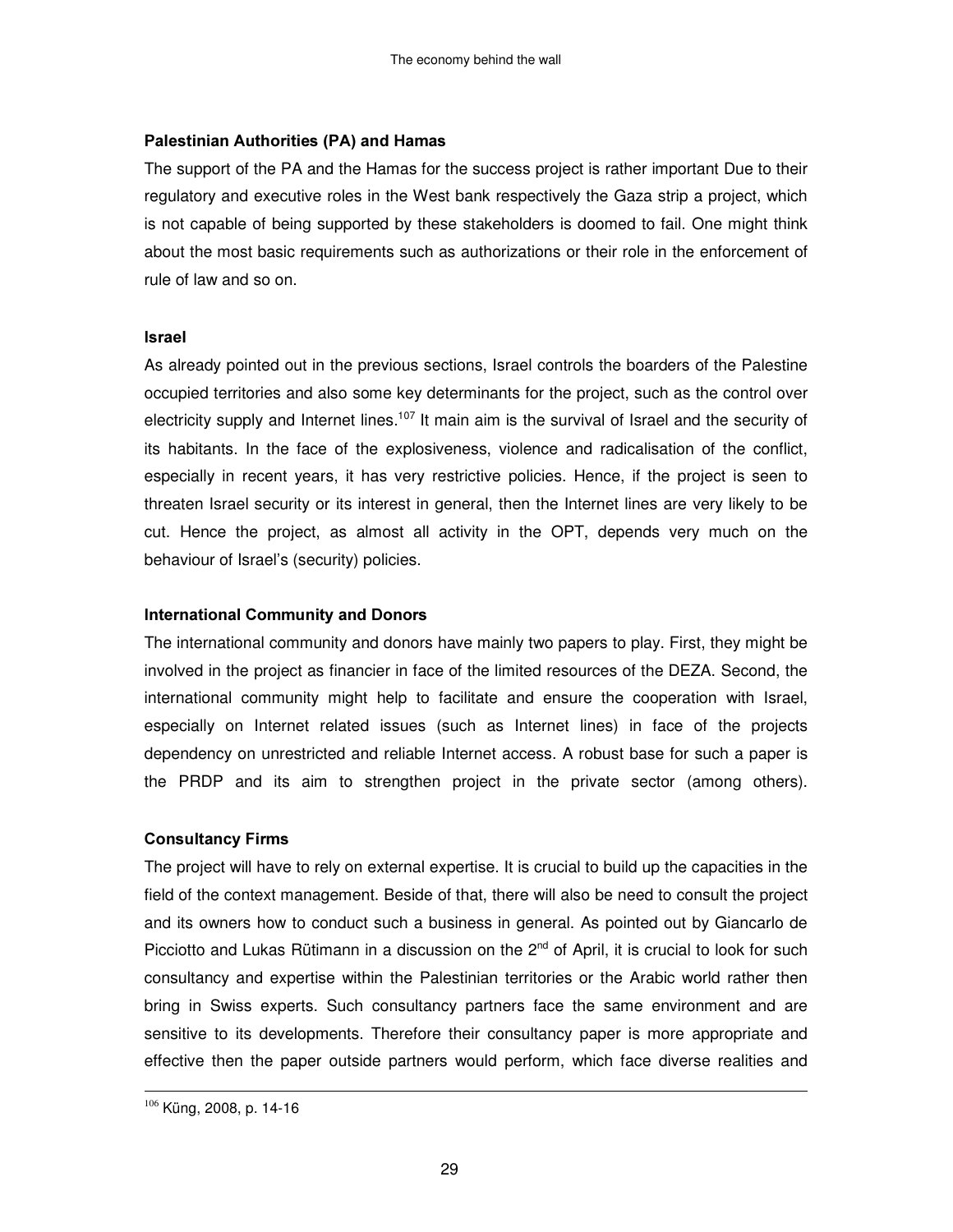**Palestinian Authorities (PA) and Hamas**

The support of the PA and the Hamas for the success project is rather important Due to their regulatory and executive roles in the West bank respectively the Gaza strip a project, which is not capable of being supported by these stakeholders is doomed to fail. One might think about the most basic requirements such as authorizations or their role in the enforcement of rule of law and so on.

**Israel**

As already pointed out in the previous sections, Israel controls the boarders of the Palestine occupied territories and also some key determinants for the project, such as the control over electricity supply and Internet lines.[107] It main aim is the survival of Israel and the security of its habitants. In the face of the explosiveness, violence and radicalisation of the conflict, especially in recent years, it has very restrictive policies. Hence, if the project is seen to threaten Israel security or its interest in general, then the Internet lines are very likely to be cut. Hence the project, as almost all activity in the OPT, depends very much on the behaviour of Israel's (security) policies.

**International Community and Donors**

The international community and donors have mainly two papers to play. First, they might be involved in the project as financier in face of the limited resources of the DEZA. Second, the international community might help to facilitate and ensure the cooperation with Israel, especially on Internet related issues (such as Internet lines) in face of the projects dependency on unrestricted and reliable Internet access. A robust base for such a paper is the PRDP and its aim to strengthen project in the private sector (among others).

**Consultancy Firms**

The project will have to rely on external expertise. It is crucial to build up the capacities in the field of the context management. Beside of that, there will also be need to consult the project and its owners how to conduct such a business in general. As pointed out by Giancarlo de Picciotto and Lukas Rütimann in a discussion on the 2nd of April, it is crucial to look for such consultancy and expertise within the Palestinian territories or the Arabic world rather then bring in Swiss experts. Such consultancy partners face the same environment and are sensitive to its developments. Therefore their consultancy paper is more appropriate and effective then the paper outside partners would perform, which face diverse realities and

[106] Küng, 2008, p. 14-16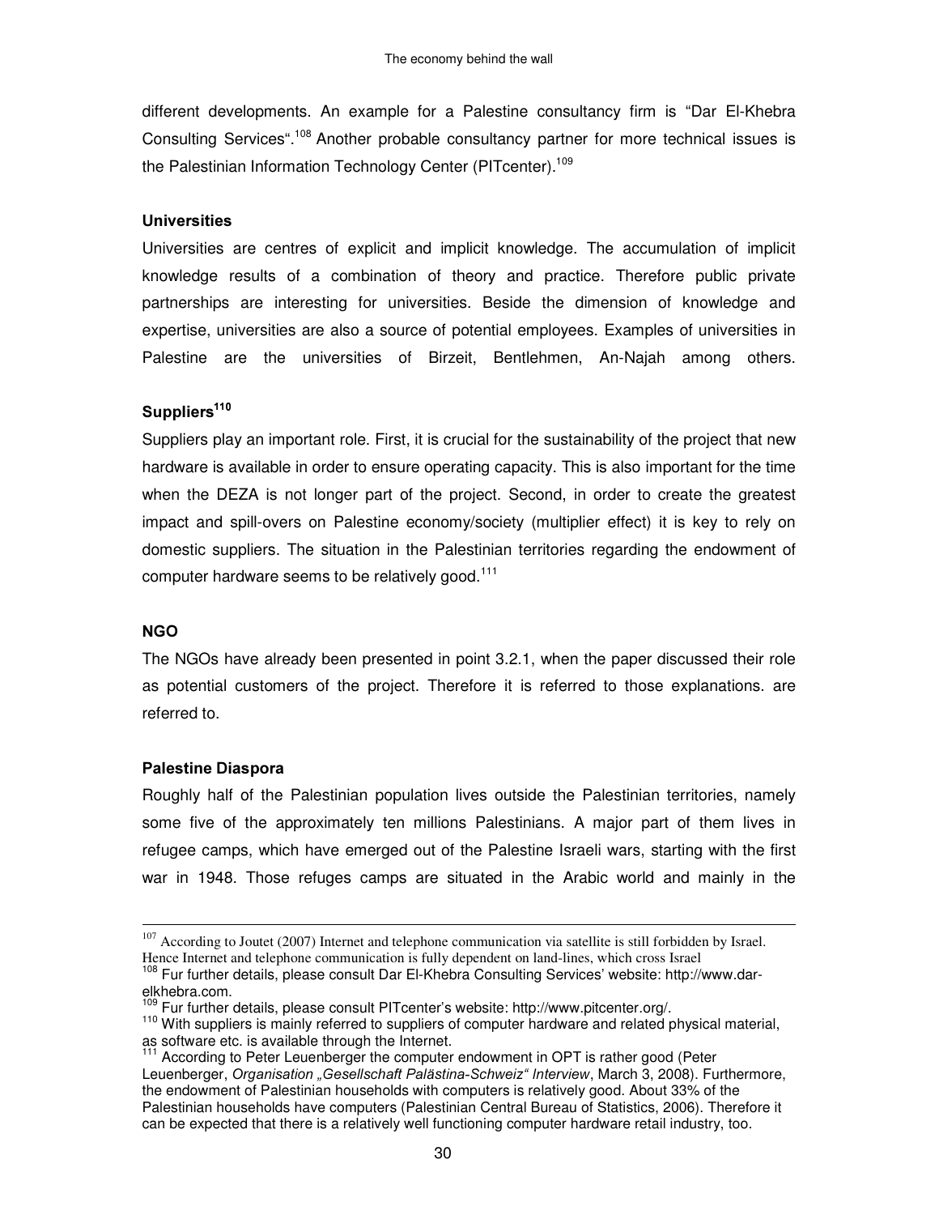different developments. An example for a Palestine consultancy firm is "Dar El-Khebra Consulting Services".[108] Another probable consultancy partner for more technical issues is the Palestinian Information Technology Center (PITcenter).[109]

#### Universities

Universities are centres of explicit and implicit knowledge. The accumulation of implicit knowledge results of a combination of theory and practice. Therefore public private partnerships are interesting for universities. Beside the dimension of knowledge and expertise, universities are also a source of potential employees. Examples of universities in Palestine are the universities of Birzeit, Bentlehmen, An-Najah among others.

#### Suppliers[110]

Suppliers play an important role. First, it is crucial for the sustainability of the project that new hardware is available in order to ensure operating capacity. This is also important for the time when the DEZA is not longer part of the project. Second, in order to create the greatest impact and spill-overs on Palestine economy/society (multiplier effect) it is key to rely on domestic suppliers. The situation in the Palestinian territories regarding the endowment of computer hardware seems to be relatively good.[111]

#### NGO

The NGOs have already been presented in point 3.2.1, when the paper discussed their role as potential customers of the project. Therefore it is referred to those explanations. are referred to.

#### Palestine Diaspora

Roughly half of the Palestinian population lives outside the Palestinian territories, namely some five of the approximately ten millions Palestinians. A major part of them lives in refugee camps, which have emerged out of the Palestine Israeli wars, starting with the first war in 1948. Those refuges camps are situated in the Arabic world and mainly in the

---

[107] According to Joutet (2007) Internet and telephone communication via satellite is still forbidden by Israel. Hence Internet and telephone communication is fully dependent on land-lines, which cross Israel

[108] Fur further details, please consult Dar El-Khebra Consulting Services' website: http://www.dar-elkhebra.com.

[109] Fur further details, please consult PITcenter's website: http://www.pitcenter.org/.

[110] With suppliers is mainly referred to suppliers of computer hardware and related physical material, as software etc. is available through the Internet.

[111] According to Peter Leuenberger the computer endowment in OPT is rather good (Peter Leuenberger, *Organisation „Gesellschaft Palästina-Schweiz" Interview*, March 3, 2008). Furthermore, the endowment of Palestinian households with computers is relatively good. About 33% of the Palestinian households have computers (Palestinian Central Bureau of Statistics, 2006). Therefore it can be expected that there is a relatively well functioning computer hardware retail industry, too.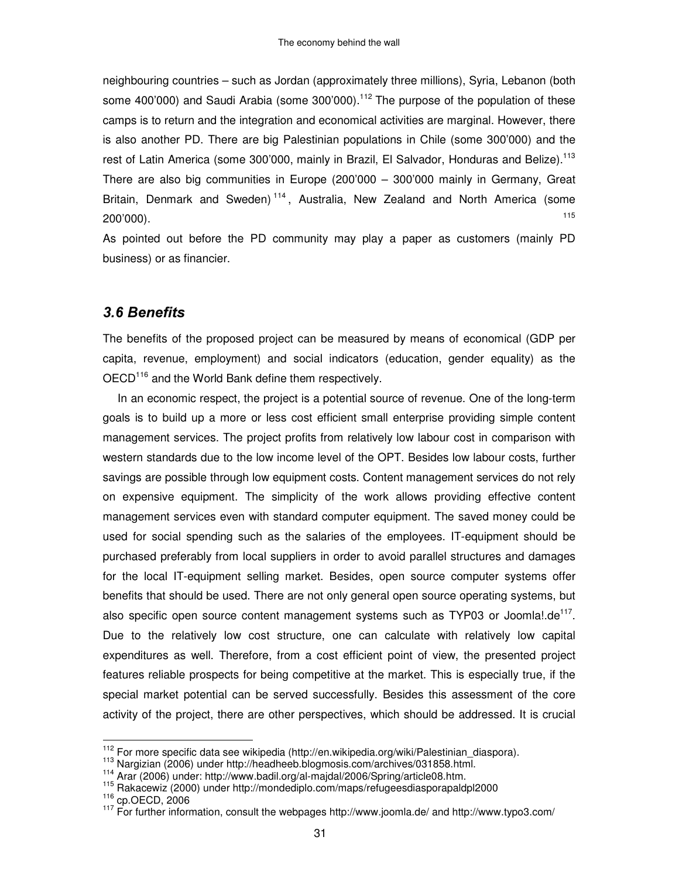neighbouring countries – such as Jordan (approximately three millions), Syria, Lebanon (both some 400'000) and Saudi Arabia (some 300'000).[112] The purpose of the population of these camps is to return and the integration and economical activities are marginal. However, there is also another PD. There are big Palestinian populations in Chile (some 300'000) and the rest of Latin America (some 300'000, mainly in Brazil, El Salvador, Honduras and Belize).[113] There are also big communities in Europe (200'000 – 300'000 mainly in Germany, Great Britain, Denmark and Sweden)[114], Australia, New Zealand and North America (some 200'000).[115]

As pointed out before the PD community may play a paper as customers (mainly PD business) or as financier.

### *3.6 Benefits*

The benefits of the proposed project can be measured by means of economical (GDP per capita, revenue, employment) and social indicators (education, gender equality) as the OECD[116] and the World Bank define them respectively.

In an economic respect, the project is a potential source of revenue. One of the long-term goals is to build up a more or less cost efficient small enterprise providing simple content management services. The project profits from relatively low labour cost in comparison with western standards due to the low income level of the OPT. Besides low labour costs, further savings are possible through low equipment costs. Content management services do not rely on expensive equipment. The simplicity of the work allows providing effective content management services even with standard computer equipment. The saved money could be used for social spending such as the salaries of the employees. IT-equipment should be purchased preferably from local suppliers in order to avoid parallel structures and damages for the local IT-equipment selling market. Besides, open source computer systems offer benefits that should be used. There are not only general open source operating systems, but also specific open source content management systems such as TYP03 or Joomla!.de[117]. Due to the relatively low cost structure, one can calculate with relatively low capital expenditures as well. Therefore, from a cost efficient point of view, the presented project features reliable prospects for being competitive at the market. This is especially true, if the special market potential can be served successfully. Besides this assessment of the core activity of the project, there are other perspectives, which should be addressed. It is crucial

---

[112] For more specific data see wikipedia (http://en.wikipedia.org/wiki/Palestinian_diaspora).

[113] Nargizian (2006) under http://headheeb.blogmosis.com/archives/031858.html.

[114] Arar (2006) under: http://www.badil.org/al-majdal/2006/Spring/article08.htm.

[115] Rakacewiz (2000) under http://mondediplo.com/maps/refugeesdiasporapaldpl2000

[116] cp.OECD, 2006

[117] For further information, consult the webpages http://www.joomla.de/ and http://www.typo3.com/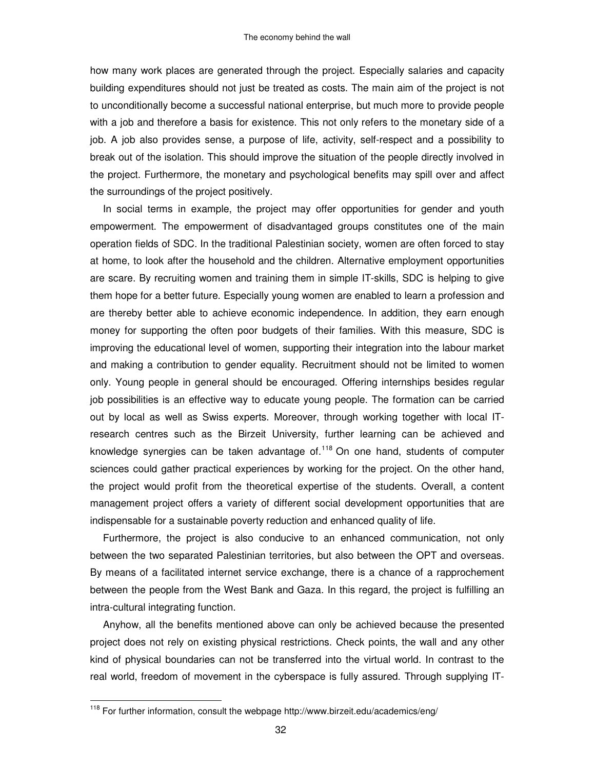how many work places are generated through the project. Especially salaries and capacity building expenditures should not just be treated as costs. The main aim of the project is not to unconditionally become a successful national enterprise, but much more to provide people with a job and therefore a basis for existence. This not only refers to the monetary side of a job. A job also provides sense, a purpose of life, activity, self-respect and a possibility to break out of the isolation. This should improve the situation of the people directly involved in the project. Furthermore, the monetary and psychological benefits may spill over and affect the surroundings of the project positively.

In social terms in example, the project may offer opportunities for gender and youth empowerment. The empowerment of disadvantaged groups constitutes one of the main operation fields of SDC. In the traditional Palestinian society, women are often forced to stay at home, to look after the household and the children. Alternative employment opportunities are scare. By recruiting women and training them in simple IT-skills, SDC is helping to give them hope for a better future. Especially young women are enabled to learn a profession and are thereby better able to achieve economic independence. In addition, they earn enough money for supporting the often poor budgets of their families. With this measure, SDC is improving the educational level of women, supporting their integration into the labour market and making a contribution to gender equality. Recruitment should not be limited to women only. Young people in general should be encouraged. Offering internships besides regular job possibilities is an effective way to educate young people. The formation can be carried out by local as well as Swiss experts. Moreover, through working together with local IT-research centres such as the Birzeit University, further learning can be achieved and knowledge synergies can be taken advantage of.[118] On one hand, students of computer sciences could gather practical experiences by working for the project. On the other hand, the project would profit from the theoretical expertise of the students. Overall, a content management project offers a variety of different social development opportunities that are indispensable for a sustainable poverty reduction and enhanced quality of life.

Furthermore, the project is also conducive to an enhanced communication, not only between the two separated Palestinian territories, but also between the OPT and overseas. By means of a facilitated internet service exchange, there is a chance of a rapprochement between the people from the West Bank and Gaza. In this regard, the project is fulfilling an intra-cultural integrating function.

Anyhow, all the benefits mentioned above can only be achieved because the presented project does not rely on existing physical restrictions. Check points, the wall and any other kind of physical boundaries can not be transferred into the virtual world. In contrast to the real world, freedom of movement in the cyberspace is fully assured. Through supplying IT-

[118] For further information, consult the webpage http://www.birzeit.edu/academics/eng/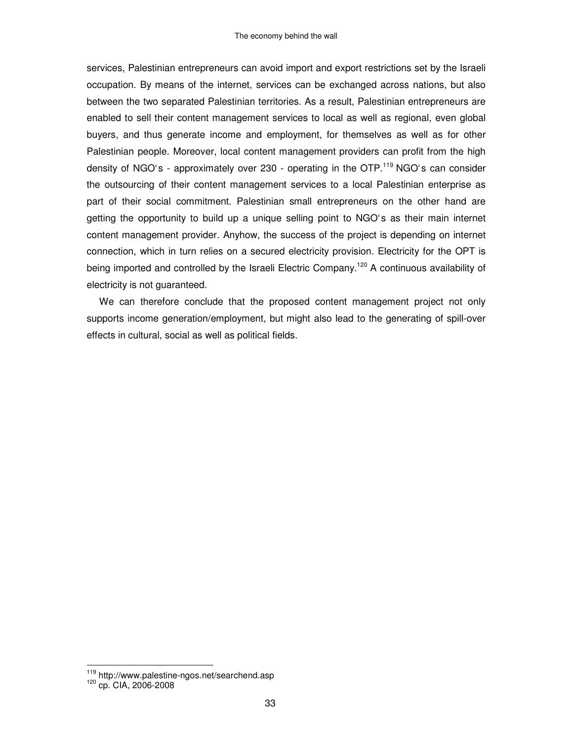services, Palestinian entrepreneurs can avoid import and export restrictions set by the Israeli occupation. By means of the internet, services can be exchanged across nations, but also between the two separated Palestinian territories. As a result, Palestinian entrepreneurs are enabled to sell their content management services to local as well as regional, even global buyers, and thus generate income and employment, for themselves as well as for other Palestinian people. Moreover, local content management providers can profit from the high density of NGO's - approximately over 230 - operating in the OTP.[119] NGO's can consider the outsourcing of their content management services to a local Palestinian enterprise as part of their social commitment. Palestinian small entrepreneurs on the other hand are getting the opportunity to build up a unique selling point to NGO's as their main internet content management provider. Anyhow, the success of the project is depending on internet connection, which in turn relies on a secured electricity provision. Electricity for the OPT is being imported and controlled by the Israeli Electric Company.[120] A continuous availability of electricity is not guaranteed.

We can therefore conclude that the proposed content management project not only supports income generation/employment, but might also lead to the generating of spill-over effects in cultural, social as well as political fields.

[119] http://www.palestine-ngos.net/searchend.asp

[120] cp. CIA, 2006-2008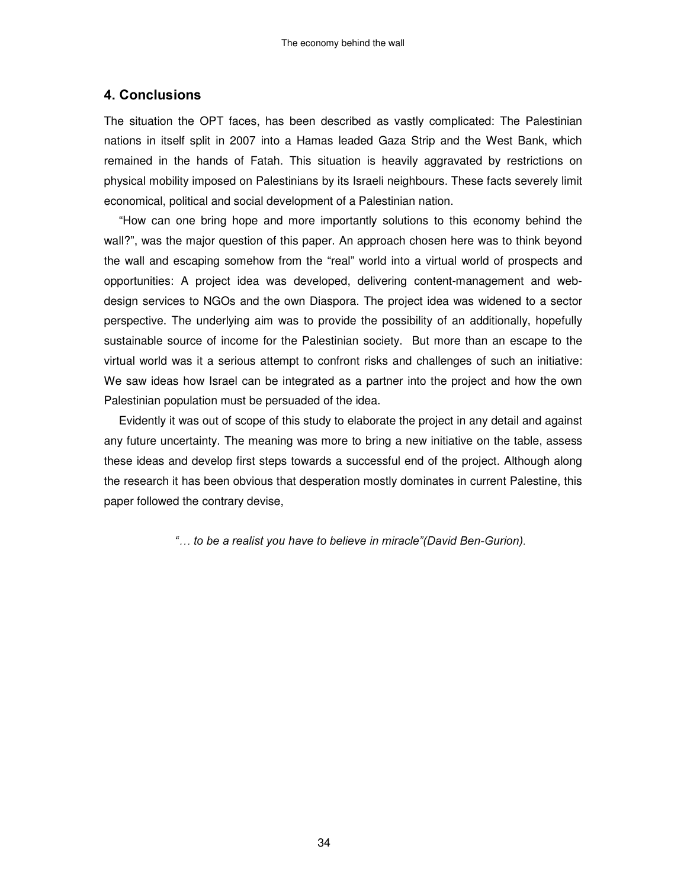## 4. Conclusions

The situation the OPT faces, has been described as vastly complicated: The Palestinian nations in itself split in 2007 into a Hamas leaded Gaza Strip and the West Bank, which remained in the hands of Fatah. This situation is heavily aggravated by restrictions on physical mobility imposed on Palestinians by its Israeli neighbours. These facts severely limit economical, political and social development of a Palestinian nation.

"How can one bring hope and more importantly solutions to this economy behind the wall?", was the major question of this paper. An approach chosen here was to think beyond the wall and escaping somehow from the "real" world into a virtual world of prospects and opportunities: A project idea was developed, delivering content-management and web-design services to NGOs and the own Diaspora. The project idea was widened to a sector perspective. The underlying aim was to provide the possibility of an additionally, hopefully sustainable source of income for the Palestinian society. But more than an escape to the virtual world was it a serious attempt to confront risks and challenges of such an initiative: We saw ideas how Israel can be integrated as a partner into the project and how the own Palestinian population must be persuaded of the idea.

Evidently it was out of scope of this study to elaborate the project in any detail and against any future uncertainty. The meaning was more to bring a new initiative on the table, assess these ideas and develop first steps towards a successful end of the project. Although along the research it has been obvious that desperation mostly dominates in current Palestine, this paper followed the contrary devise,

*"… to be a realist you have to believe in miracle"(David Ben-Gurion).*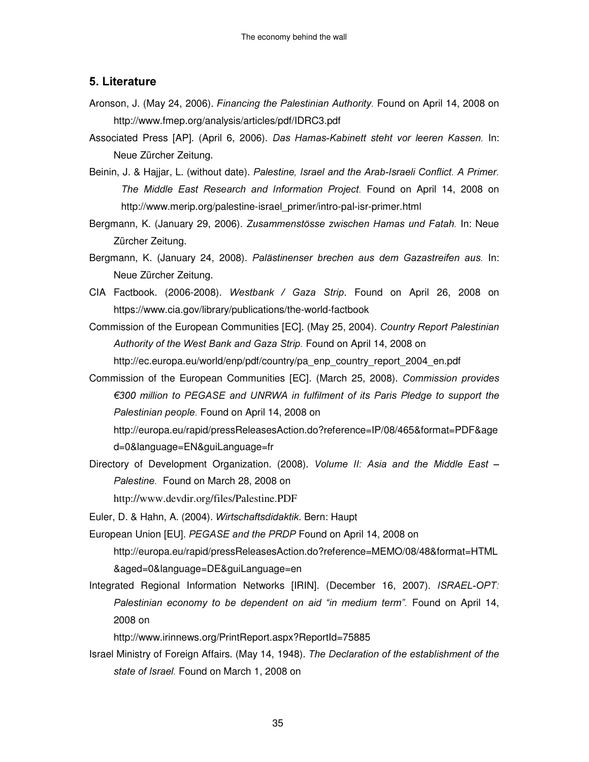## 5. Literature

Aronson, J. (May 24, 2006). *Financing the Palestinian Authority.* Found on April 14, 2008 on http://www.fmep.org/analysis/articles/pdf/IDRC3.pdf

Associated Press [AP]. (April 6, 2006). *Das Hamas-Kabinett steht vor leeren Kassen.* In: Neue Zürcher Zeitung.

Beinin, J. & Hajjar, L. (without date). *Palestine, Israel and the Arab-Israeli Conflict. A Primer. The Middle East Research and Information Project.* Found on April 14, 2008 on http://www.merip.org/palestine-israel_primer/intro-pal-isr-primer.html

Bergmann, K. (January 29, 2006). *Zusammenstösse zwischen Hamas und Fatah.* In: Neue Zürcher Zeitung.

Bergmann, K. (January 24, 2008). *Palästinenser brechen aus dem Gazastreifen aus.* In: Neue Zürcher Zeitung.

CIA Factbook. (2006-2008). *Westbank / Gaza Strip*. Found on April 26, 2008 on https://www.cia.gov/library/publications/the-world-factbook

Commission of the European Communities [EC]. (May 25, 2004). *Country Report Palestinian Authority of the West Bank and Gaza Strip.* Found on April 14, 2008 on http://ec.europa.eu/world/enp/pdf/country/pa_enp_country_report_2004_en.pdf

Commission of the European Communities [EC]. (March 25, 2008). *Commission provides €300 million to PEGASE and UNRWA in fulfilment of its Paris Pledge to support the Palestinian people.* Found on April 14, 2008 on http://europa.eu/rapid/pressReleasesAction.do?reference=IP/08/465&format=PDF&aged=0&language=EN&guiLanguage=fr

Directory of Development Organization. (2008). *Volume II: Asia and the Middle East – Palestine.* Found on March 28, 2008 on http://www.devdir.org/files/Palestine.PDF

Euler, D. & Hahn, A. (2004). *Wirtschaftsdidaktik*. Bern: Haupt

European Union [EU]. *PEGASE and the PRDP* Found on April 14, 2008 on http://europa.eu/rapid/pressReleasesAction.do?reference=MEMO/08/48&format=HTML&aged=0&language=DE&guiLanguage=en

Integrated Regional Information Networks [IRIN]. (December 16, 2007). *ISRAEL-OPT: Palestinian economy to be dependent on aid "in medium term".* Found on April 14, 2008 on http://www.irinnews.org/PrintReport.aspx?ReportId=75885

Israel Ministry of Foreign Affairs. (May 14, 1948). *The Declaration of the establishment of the state of Israel.* Found on March 1, 2008 on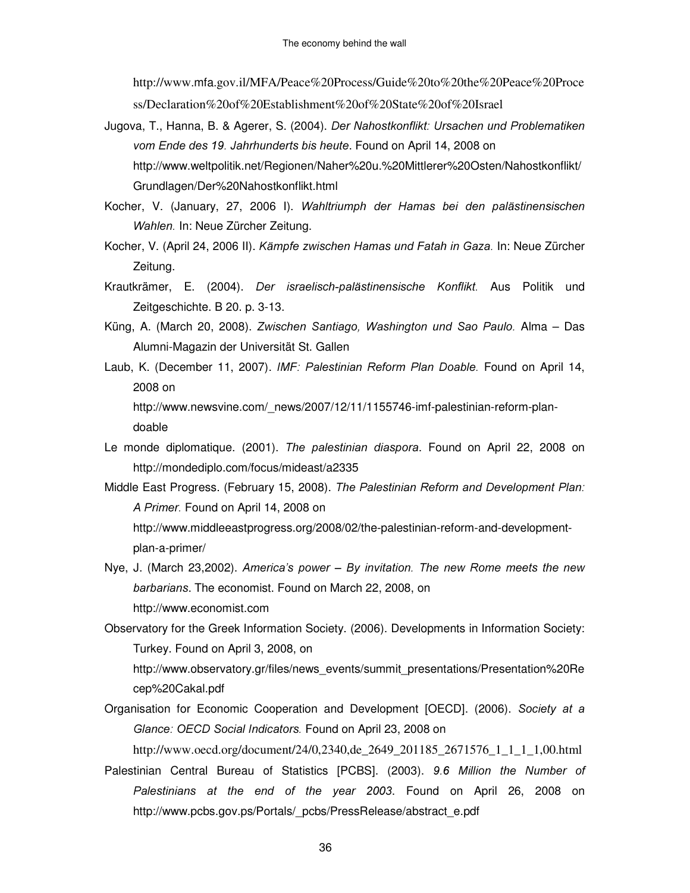http://www.mfa.gov.il/MFA/Peace%20Process/Guide%20to%20the%20Peace%20Process/Declaration%20of%20Establishment%20of%20State%20of%20Israel

Jugova, T., Hanna, B. & Agerer, S. (2004). *Der Nahostkonflikt: Ursachen und Problematiken vom Ende des 19. Jahrhunderts bis heute*. Found on April 14, 2008 on http://www.weltpolitik.net/Regionen/Naher%20u.%20Mittlerer%20Osten/Nahostkonflikt/Grundlagen/Der%20Nahostkonflikt.html

Kocher, V. (January, 27, 2006 I). *Wahltriumph der Hamas bei den palästinensischen Wahlen.* In: Neue Zürcher Zeitung.

Kocher, V. (April 24, 2006 II). *Kämpfe zwischen Hamas und Fatah in Gaza.* In: Neue Zürcher Zeitung.

Krautkrämer, E. (2004). *Der israelisch-palästinensische Konflikt.* Aus Politik und Zeitgeschichte. B 20. p. 3-13.

Küng, A. (March 20, 2008). *Zwischen Santiago, Washington und Sao Paulo.* Alma – Das Alumni-Magazin der Universität St. Gallen

Laub, K. (December 11, 2007). *IMF: Palestinian Reform Plan Doable.* Found on April 14, 2008 on http://www.newsvine.com/_news/2007/12/11/1155746-imf-palestinian-reform-plan-doable

Le monde diplomatique. (2001). *The palestinian diaspora*. Found on April 22, 2008 on http://mondediplo.com/focus/mideast/a2335

Middle East Progress. (February 15, 2008). *The Palestinian Reform and Development Plan: A Primer.* Found on April 14, 2008 on http://www.middleeastprogress.org/2008/02/the-palestinian-reform-and-development-plan-a-primer/

Nye, J. (March 23,2002). *America's power – By invitation. The new Rome meets the new barbarians*. The economist. Found on March 22, 2008, on http://www.economist.com

Observatory for the Greek Information Society. (2006). Developments in Information Society: Turkey. Found on April 3, 2008, on http://www.observatory.gr/files/news_events/summit_presentations/Presentation%20Recep%20Cakal.pdf

Organisation for Economic Cooperation and Development [OECD]. (2006). *Society at a Glance: OECD Social Indicators.* Found on April 23, 2008 on http://www.oecd.org/document/24/0,2340,de_2649_201185_2671576_1_1_1_1,00.html

Palestinian Central Bureau of Statistics [PCBS]. (2003). *9.6 Million the Number of Palestinians at the end of the year 2003*. Found on April 26, 2008 on http://www.pcbs.gov.ps/Portals/_pcbs/PressRelease/abstract_e.pdf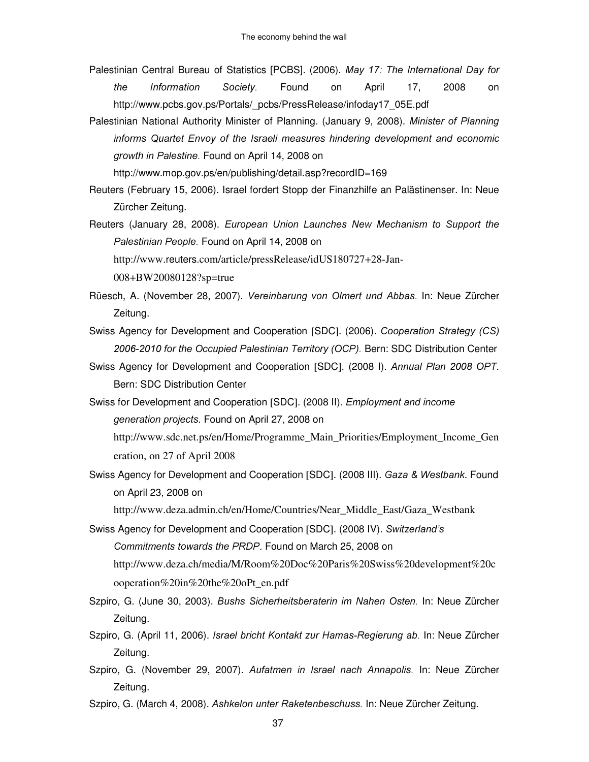Palestinian Central Bureau of Statistics [PCBS]. (2006). *May 17: The International Day for the Information Society.* Found on April 17, 2008 on http://www.pcbs.gov.ps/Portals/_pcbs/PressRelease/infoday17_05E.pdf

Palestinian National Authority Minister of Planning. (January 9, 2008). *Minister of Planning informs Quartet Envoy of the Israeli measures hindering development and economic growth in Palestine.* Found on April 14, 2008 on http://www.mop.gov.ps/en/publishing/detail.asp?recordID=169

Reuters (February 15, 2006). Israel fordert Stopp der Finanzhilfe an Palästinenser. In: Neue Zürcher Zeitung.

Reuters (January 28, 2008). *European Union Launches New Mechanism to Support the Palestinian People.* Found on April 14, 2008 on http://www.reuters.com/article/pressRelease/idUS180727+28-Jan-008+BW20080128?sp=true

Rüesch, A. (November 28, 2007). *Vereinbarung von Olmert und Abbas.* In: Neue Zürcher Zeitung.

Swiss Agency for Development and Cooperation [SDC]. (2006). *Cooperation Strategy (CS) 2006-2010 for the Occupied Palestinian Territory (OCP).* Bern: SDC Distribution Center

Swiss Agency for Development and Cooperation [SDC]. (2008 I). *Annual Plan 2008 OPT*. Bern: SDC Distribution Center

Swiss for Development and Cooperation [SDC]. (2008 II). *Employment and income generation projects*. Found on April 27, 2008 on http://www.sdc.net.ps/en/Home/Programme_Main_Priorities/Employment_Income_Generation, on 27 of April 2008

Swiss Agency for Development and Cooperation [SDC]. (2008 III). *Gaza & Westbank*. Found on April 23, 2008 on http://www.deza.admin.ch/en/Home/Countries/Near_Middle_East/Gaza_Westbank

Swiss Agency for Development and Cooperation [SDC]. (2008 IV). *Switzerland's Commitments towards the PRDP*. Found on March 25, 2008 on http://www.deza.ch/media/M/Room%20Doc%20Paris%20Swiss%20development%20cooperation%20in%20the%20oPt_en.pdf

Szpiro, G. (June 30, 2003). *Bushs Sicherheitsberaterin im Nahen Osten.* In: Neue Zürcher Zeitung.

Szpiro, G. (April 11, 2006). *Israel bricht Kontakt zur Hamas-Regierung ab.* In: Neue Zürcher Zeitung.

Szpiro, G. (November 29, 2007). *Aufatmen in Israel nach Annapolis.* In: Neue Zürcher Zeitung.

Szpiro, G. (March 4, 2008). *Ashkelon unter Raketenbeschuss.* In: Neue Zürcher Zeitung.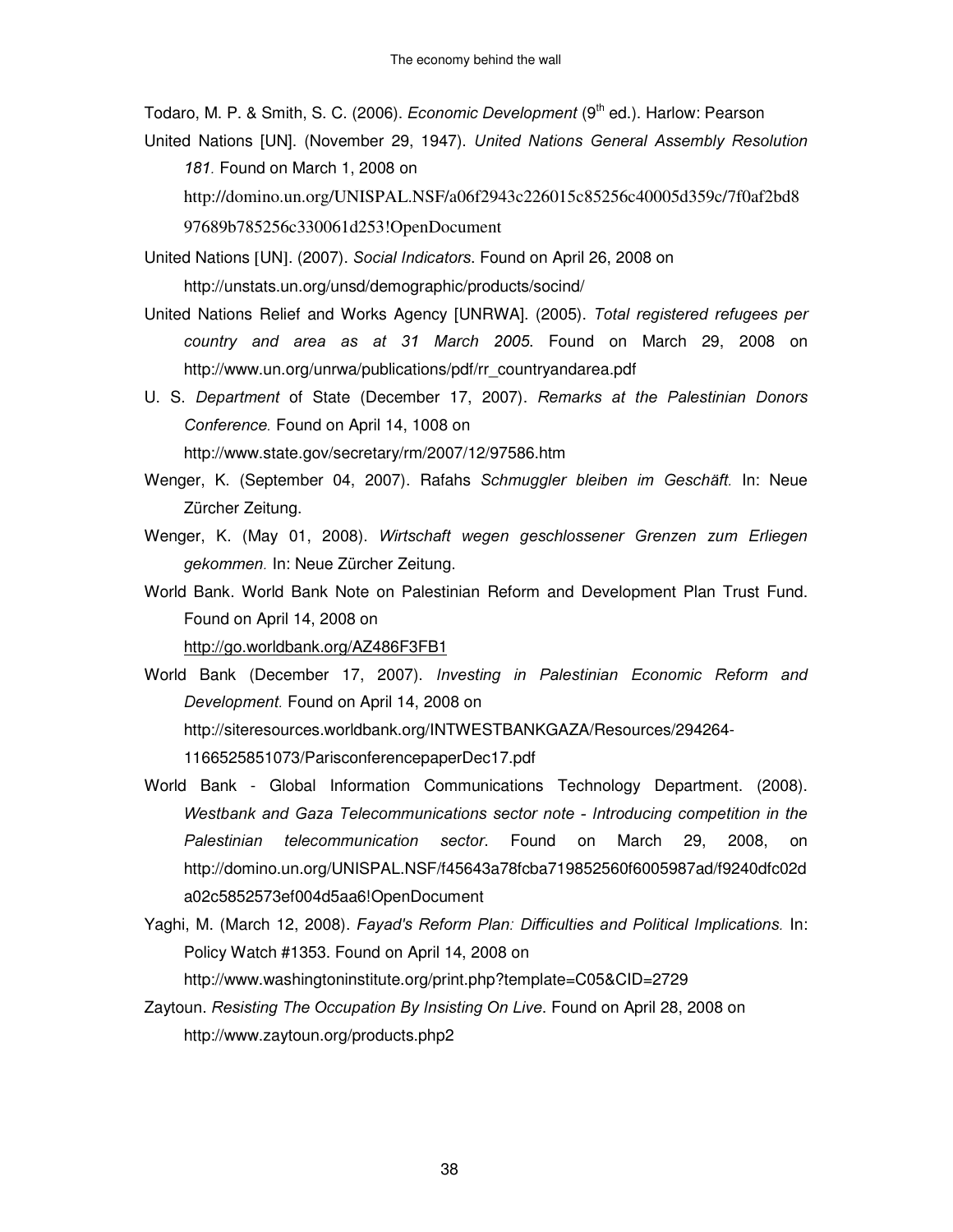Todaro, M. P. & Smith, S. C. (2006). *Economic Development* (9th ed.). Harlow: Pearson

United Nations [UN]. (November 29, 1947). *United Nations General Assembly Resolution 181.* Found on March 1, 2008 on http://domino.un.org/UNISPAL.NSF/a06f2943c226015c85256c40005d359c/7f0af2bd897689b785256c330061d253!OpenDocument

United Nations [UN]. (2007). *Social Indicators*. Found on April 26, 2008 on http://unstats.un.org/unsd/demographic/products/socind/

United Nations Relief and Works Agency [UNRWA]. (2005). *Total registered refugees per country and area as at 31 March 2005*. Found on March 29, 2008 on http://www.un.org/unrwa/publications/pdf/rr_countryandarea.pdf

U. S. *Department* of State (December 17, 2007). *Remarks at the Palestinian Donors Conference.* Found on April 14, 1008 on http://www.state.gov/secretary/rm/2007/12/97586.htm

Wenger, K. (September 04, 2007). Rafahs *Schmuggler bleiben im Geschäft.* In: Neue Zürcher Zeitung.

Wenger, K. (May 01, 2008). *Wirtschaft wegen geschlossener Grenzen zum Erliegen gekommen.* In: Neue Zürcher Zeitung.

World Bank. World Bank Note on Palestinian Reform and Development Plan Trust Fund. Found on April 14, 2008 on http://go.worldbank.org/AZ486F3FB1

World Bank (December 17, 2007). *Investing in Palestinian Economic Reform and Development.* Found on April 14, 2008 on http://siteresources.worldbank.org/INTWESTBANKGAZA/Resources/294264-1166525851073/ParisconferencepaperDec17.pdf

World Bank - Global Information Communications Technology Department. (2008). *Westbank and Gaza Telecommunications sector note - Introducing competition in the Palestinian telecommunication sector*. Found on March 29, 2008, on http://domino.un.org/UNISPAL.NSF/f45643a78fcba719852560f6005987ad/f9240dfc02da02c5852573ef004d5aa6!OpenDocument

Yaghi, M. (March 12, 2008). *Fayad's Reform Plan: Difficulties and Political Implications.* In: Policy Watch #1353. Found on April 14, 2008 on http://www.washingtoninstitute.org/print.php?template=C05&CID=2729

Zaytoun. *Resisting The Occupation By Insisting On Live*. Found on April 28, 2008 on http://www.zaytoun.org/products.php2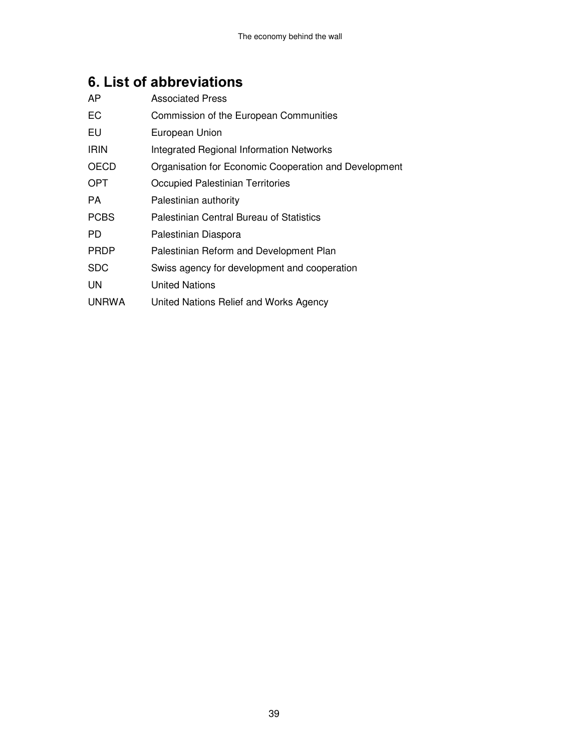# 6. List of abbreviations

| | |
|---|---|
| AP | Associated Press |
| EC | Commission of the European Communities |
| EU | European Union |
| IRIN | Integrated Regional Information Networks |
| OECD | Organisation for Economic Cooperation and Development |
| OPT | Occupied Palestinian Territories |
| PA | Palestinian authority |
| PCBS | Palestinian Central Bureau of Statistics |
| PD | Palestinian Diaspora |
| PRDP | Palestinian Reform and Development Plan |
| SDC | Swiss agency for development and cooperation |
| UN | United Nations |
| UNRWA | United Nations Relief and Works Agency |